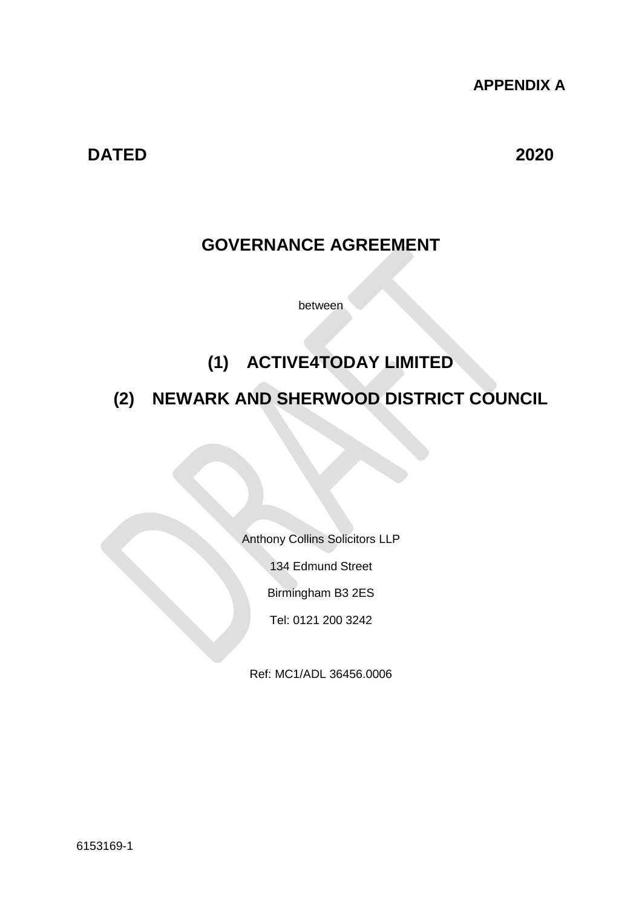**APPENDIX A**

**DATED 2020**

# GOVERNANCE AGREEMENT

between

## (1) ACTIVE4TODAY LIMITED

## (2) NEWARK AND SHERWOOD DISTRICT COUNCIL

Anthony Collins Solicitors LLP

134 Edmund Street

Birmingham B3 2ES

Tel: 0121 200 3242

Ref: MC1/ADL 36456.0006

6153169-1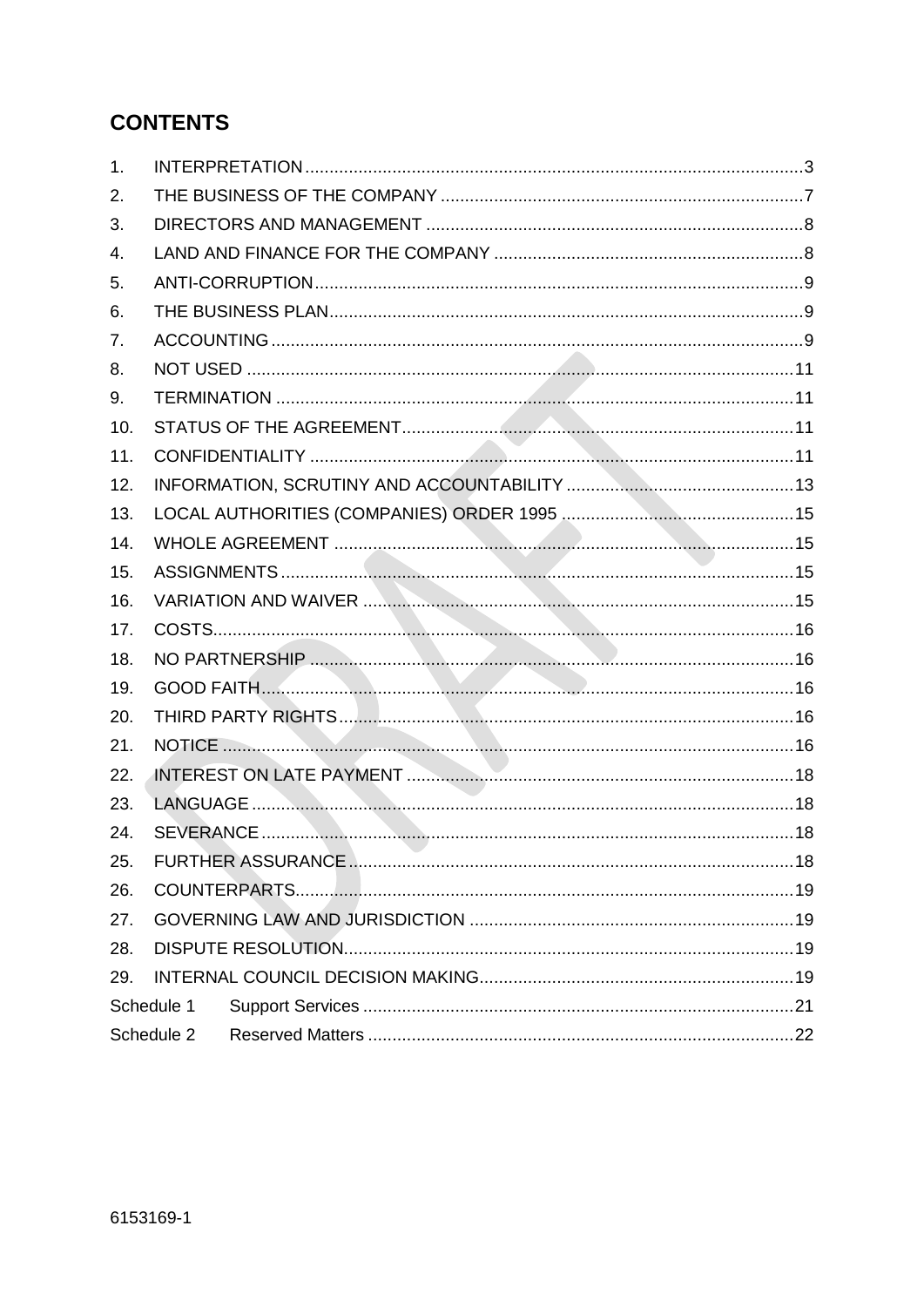# CONTENTS

1. INTERPRETATION ...................................................................................................3
2. THE BUSINESS OF THE COMPANY ...........................................................................7
3. DIRECTORS AND MANAGEMENT ..............................................................................8
4. LAND AND FINANCE FOR THE COMPANY ................................................................8
5. ANTI-CORRUPTION.....................................................................................................9
6. THE BUSINESS PLAN..................................................................................................9
7. ACCOUNTING..............................................................................................................9
8. NOT USED .................................................................................................................11
9. TERMINATION ...........................................................................................................11
10. STATUS OF THE AGREEMENT.................................................................................11
11. CONFIDENTIALITY ....................................................................................................11
12. INFORMATION, SCRUTINY AND ACCOUNTABILITY ...............................................13
13. LOCAL AUTHORITIES (COMPANIES) ORDER 1995 ................................................15
14. WHOLE AGREEMENT ...............................................................................................15
15. ASSIGNMENTS..........................................................................................................15
16. VARIATION AND WAIVER .........................................................................................15
17. COSTS........................................................................................................................16
18. NO PARTNERSHIP ....................................................................................................16
19. GOOD FAITH..............................................................................................................16
20. THIRD PARTY RIGHTS..............................................................................................16
21. NOTICE ......................................................................................................................16
22. INTEREST ON LATE PAYMENT ................................................................................18
23. LANGUAGE ................................................................................................................18
24. SEVERANCE..............................................................................................................18
25. FURTHER ASSURANCE............................................................................................18
26. COUNTERPARTS.......................................................................................................19
27. GOVERNING LAW AND JURISDICTION ...................................................................19
28. DISPUTE RESOLUTION.............................................................................................19
29. INTERNAL COUNCIL DECISION MAKING.................................................................19

Schedule 1 Support Services .........................................................................................21

Schedule 2 Reserved Matters ........................................................................................22

6153169-1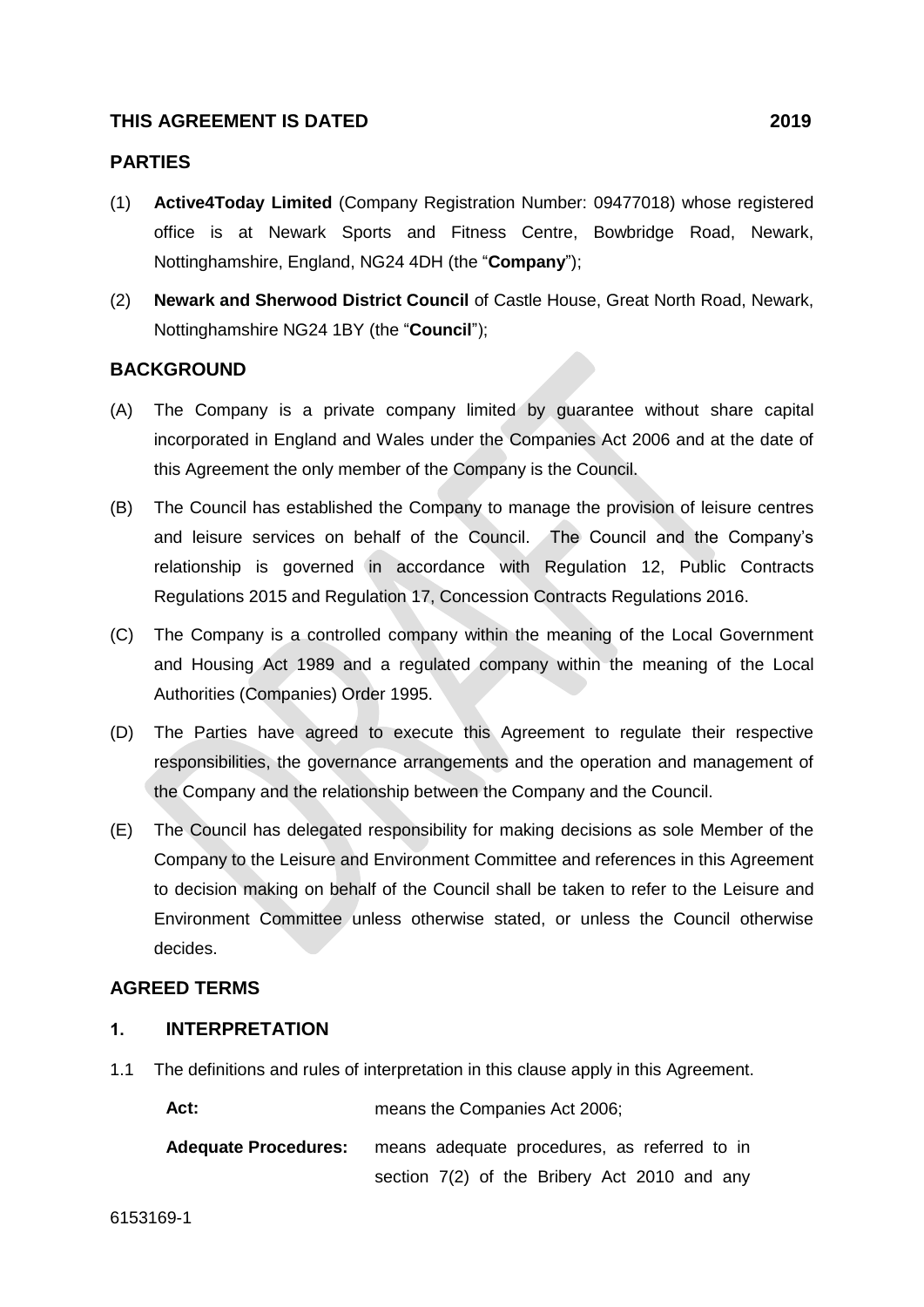**THIS AGREEMENT IS DATED 2019**

## PARTIES

(1) **Active4Today Limited** (Company Registration Number: 09477018) whose registered office is at Newark Sports and Fitness Centre, Bowbridge Road, Newark, Nottinghamshire, England, NG24 4DH (the "**Company**");

(2) **Newark and Sherwood District Council** of Castle House, Great North Road, Newark, Nottinghamshire NG24 1BY (the "**Council**");

## BACKGROUND

(A) The Company is a private company limited by guarantee without share capital incorporated in England and Wales under the Companies Act 2006 and at the date of this Agreement the only member of the Company is the Council.

(B) The Council has established the Company to manage the provision of leisure centres and leisure services on behalf of the Council. The Council and the Company's relationship is governed in accordance with Regulation 12, Public Contracts Regulations 2015 and Regulation 17, Concession Contracts Regulations 2016.

(C) The Company is a controlled company within the meaning of the Local Government and Housing Act 1989 and a regulated company within the meaning of the Local Authorities (Companies) Order 1995.

(D) The Parties have agreed to execute this Agreement to regulate their respective responsibilities, the governance arrangements and the operation and management of the Company and the relationship between the Company and the Council.

(E) The Council has delegated responsibility for making decisions as sole Member of the Company to the Leisure and Environment Committee and references in this Agreement to decision making on behalf of the Council shall be taken to refer to the Leisure and Environment Committee unless otherwise stated, or unless the Council otherwise decides.

## AGREED TERMS

### 1. INTERPRETATION

1.1 The definitions and rules of interpretation in this clause apply in this Agreement.

**Act:** means the Companies Act 2006;

**Adequate Procedures:** means adequate procedures, as referred to in section 7(2) of the Bribery Act 2010 and any

6153169-1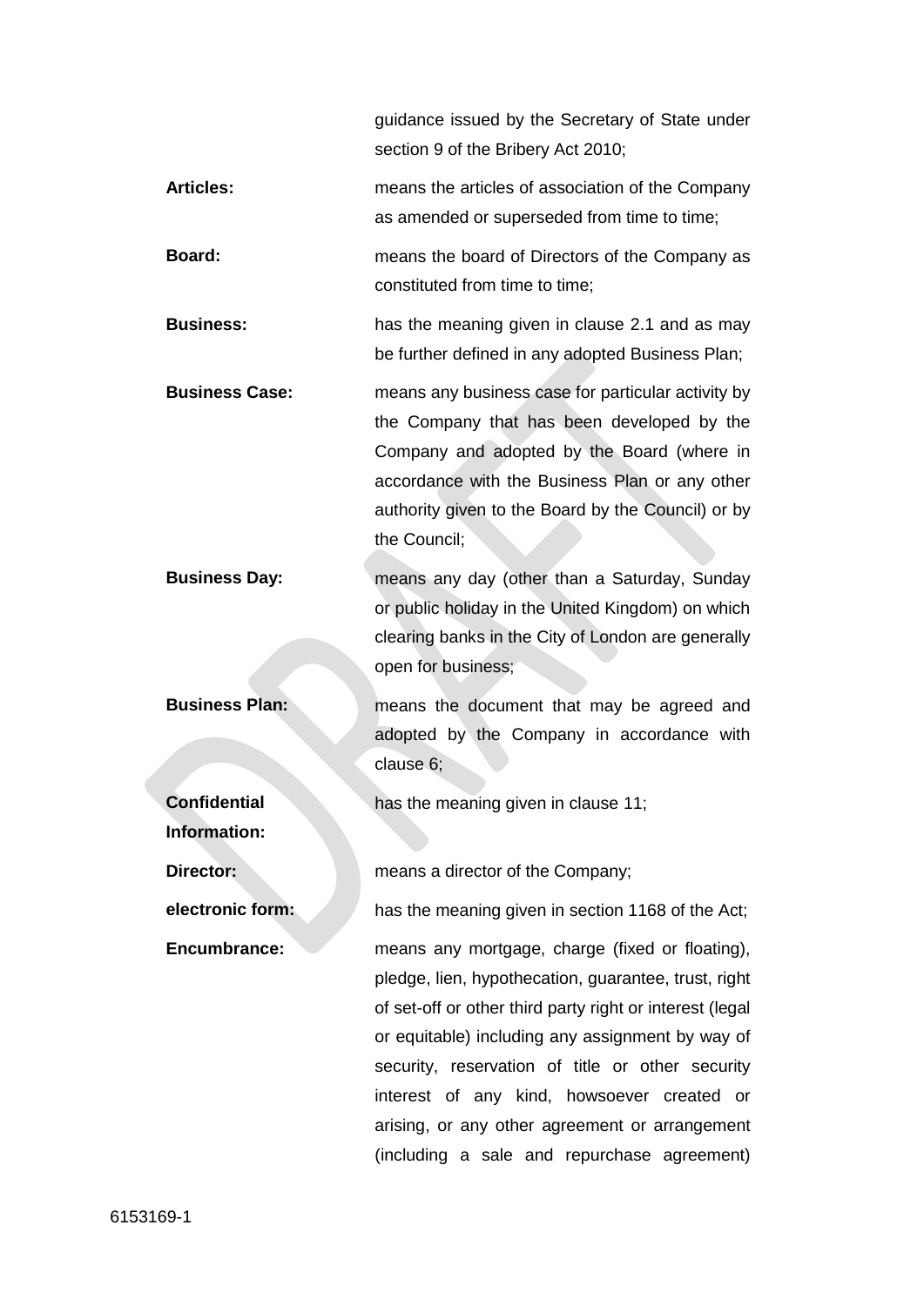guidance issued by the Secretary of State under section 9 of the Bribery Act 2010;

**Articles:** means the articles of association of the Company as amended or superseded from time to time;

**Board:** means the board of Directors of the Company as constituted from time to time;

**Business:** has the meaning given in clause 2.1 and as may be further defined in any adopted Business Plan;

**Business Case:** means any business case for particular activity by the Company that has been developed by the Company and adopted by the Board (where in accordance with the Business Plan or any other authority given to the Board by the Council) or by the Council;

**Business Day:** means any day (other than a Saturday, Sunday or public holiday in the United Kingdom) on which clearing banks in the City of London are generally open for business;

**Business Plan:** means the document that may be agreed and adopted by the Company in accordance with clause 6;

**Confidential Information:** has the meaning given in clause 11;

**Director:** means a director of the Company;

**electronic form:** has the meaning given in section 1168 of the Act;

**Encumbrance:** means any mortgage, charge (fixed or floating), pledge, lien, hypothecation, guarantee, trust, right of set-off or other third party right or interest (legal or equitable) including any assignment by way of security, reservation of title or other security interest of any kind, howsoever created or arising, or any other agreement or arrangement (including a sale and repurchase agreement)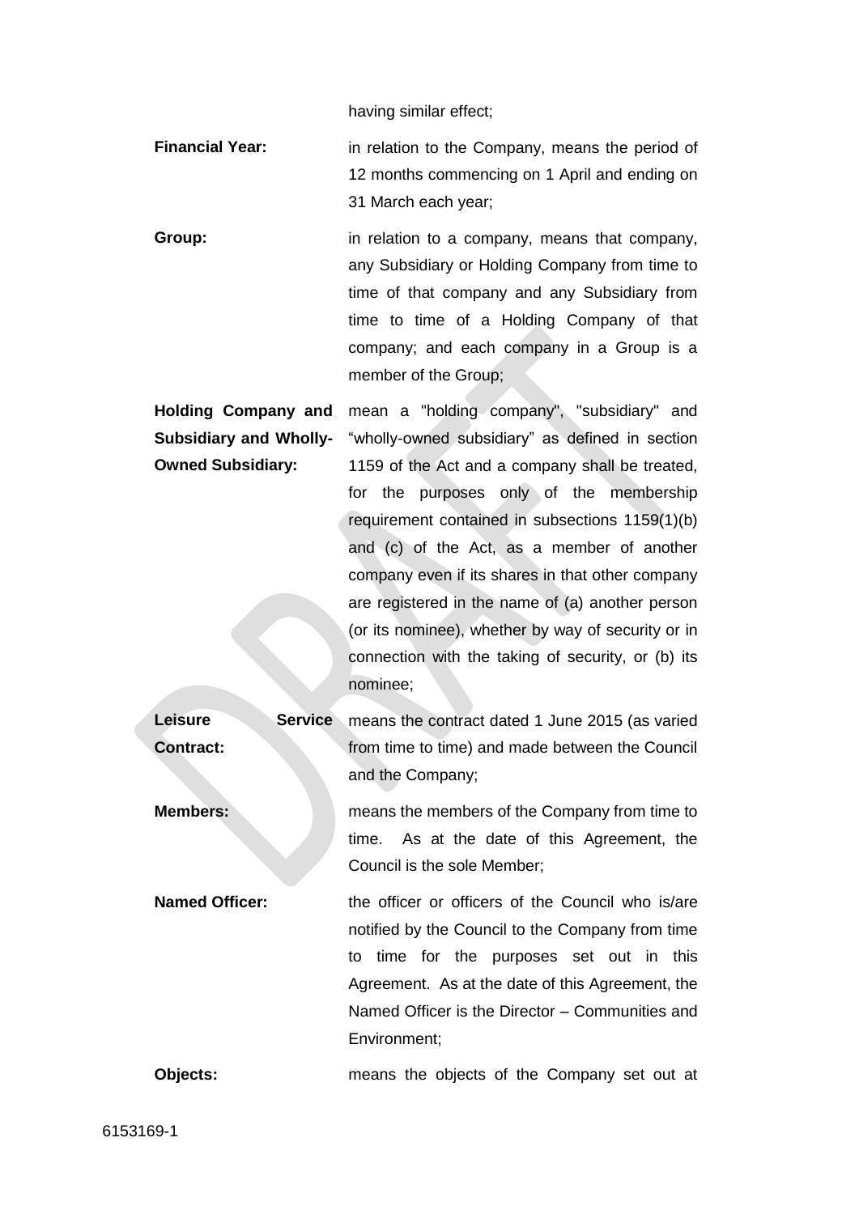having similar effect;

**Financial Year:** in relation to the Company, means the period of 12 months commencing on 1 April and ending on 31 March each year;

**Group:** in relation to a company, means that company, any Subsidiary or Holding Company from time to time of that company and any Subsidiary from time to time of a Holding Company of that company; and each company in a Group is a member of the Group;

**Holding Company and Subsidiary and Wholly-Owned Subsidiary:** mean a "holding company", "subsidiary" and "wholly-owned subsidiary" as defined in section 1159 of the Act and a company shall be treated, for the purposes only of the membership requirement contained in subsections 1159(1)(b) and (c) of the Act, as a member of another company even if its shares in that other company are registered in the name of (a) another person (or its nominee), whether by way of security or in connection with the taking of security, or (b) its nominee;

**Leisure Service Contract:** means the contract dated 1 June 2015 (as varied from time to time) and made between the Council and the Company;

**Members:** means the members of the Company from time to time. As at the date of this Agreement, the Council is the sole Member;

**Named Officer:** the officer or officers of the Council who is/are notified by the Council to the Company from time to time for the purposes set out in this Agreement. As at the date of this Agreement, the Named Officer is the Director – Communities and Environment;

**Objects:** means the objects of the Company set out at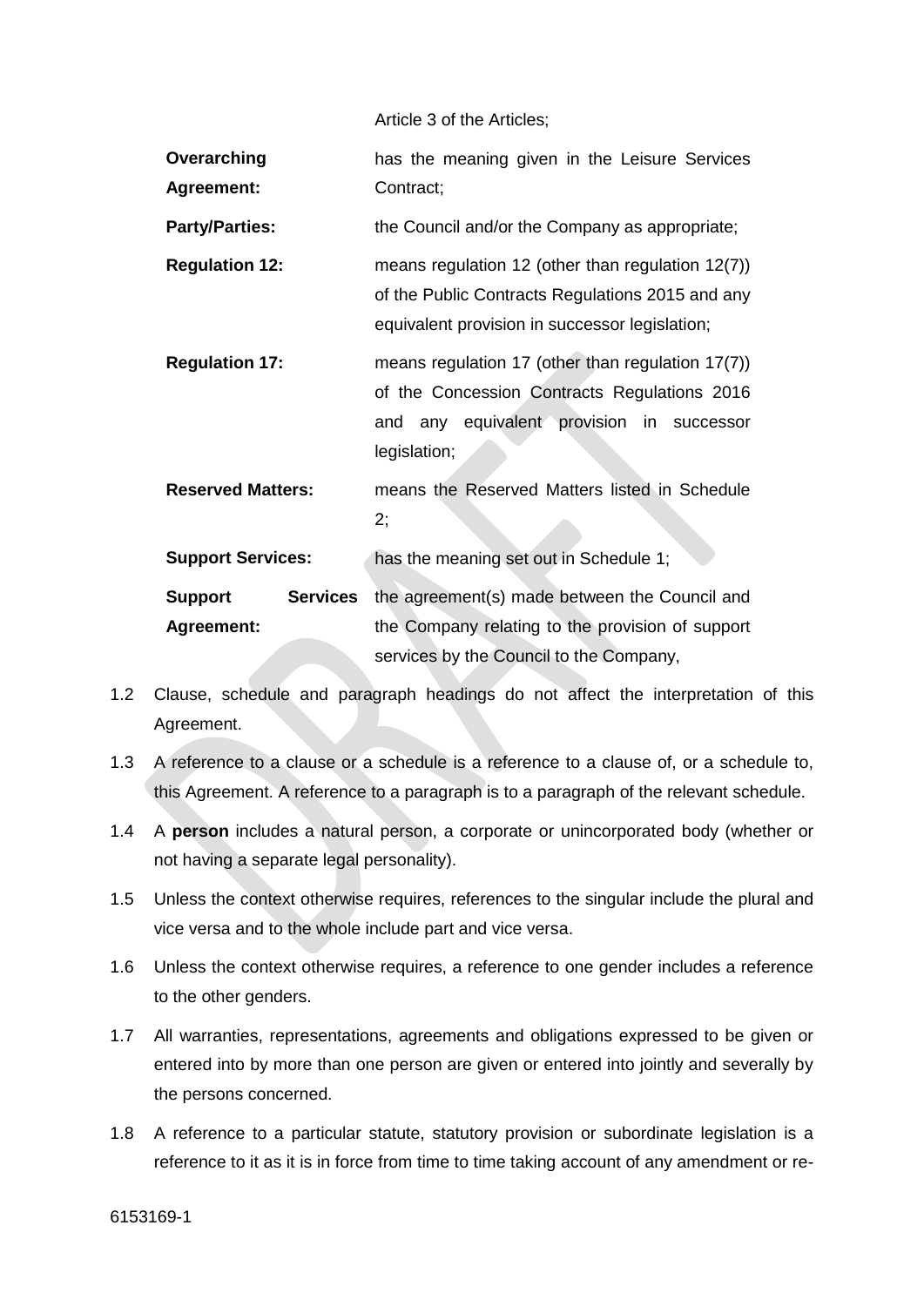Article 3 of the Articles;

**Overarching Agreement:** has the meaning given in the Leisure Services Contract;

**Party/Parties:** the Council and/or the Company as appropriate;

**Regulation 12:** means regulation 12 (other than regulation 12(7)) of the Public Contracts Regulations 2015 and any equivalent provision in successor legislation;

**Regulation 17:** means regulation 17 (other than regulation 17(7)) of the Concession Contracts Regulations 2016 and any equivalent provision in successor legislation;

**Reserved Matters:** means the Reserved Matters listed in Schedule 2;

**Support Services:** has the meaning set out in Schedule 1;

**Support Services Agreement:** the agreement(s) made between the Council and the Company relating to the provision of support services by the Council to the Company,

1.2 Clause, schedule and paragraph headings do not affect the interpretation of this Agreement.

1.3 A reference to a clause or a schedule is a reference to a clause of, or a schedule to, this Agreement. A reference to a paragraph is to a paragraph of the relevant schedule.

1.4 A **person** includes a natural person, a corporate or unincorporated body (whether or not having a separate legal personality).

1.5 Unless the context otherwise requires, references to the singular include the plural and vice versa and to the whole include part and vice versa.

1.6 Unless the context otherwise requires, a reference to one gender includes a reference to the other genders.

1.7 All warranties, representations, agreements and obligations expressed to be given or entered into by more than one person are given or entered into jointly and severally by the persons concerned.

1.8 A reference to a particular statute, statutory provision or subordinate legislation is a reference to it as it is in force from time to time taking account of any amendment or re-

6153169-1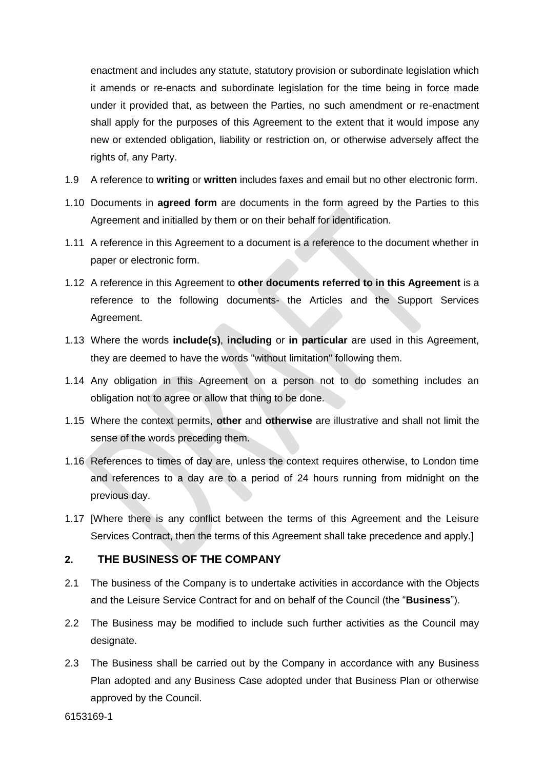enactment and includes any statute, statutory provision or subordinate legislation which it amends or re-enacts and subordinate legislation for the time being in force made under it provided that, as between the Parties, no such amendment or re-enactment shall apply for the purposes of this Agreement to the extent that it would impose any new or extended obligation, liability or restriction on, or otherwise adversely affect the rights of, any Party.

1.9 A reference to **writing** or **written** includes faxes and email but no other electronic form.

1.10 Documents in **agreed form** are documents in the form agreed by the Parties to this Agreement and initialled by them or on their behalf for identification.

1.11 A reference in this Agreement to a document is a reference to the document whether in paper or electronic form.

1.12 A reference in this Agreement to **other documents referred to in this Agreement** is a reference to the following documents- the Articles and the Support Services Agreement.

1.13 Where the words **include(s)**, **including** or **in particular** are used in this Agreement, they are deemed to have the words "without limitation" following them.

1.14 Any obligation in this Agreement on a person not to do something includes an obligation not to agree or allow that thing to be done.

1.15 Where the context permits, **other** and **otherwise** are illustrative and shall not limit the sense of the words preceding them.

1.16 References to times of day are, unless the context requires otherwise, to London time and references to a day are to a period of 24 hours running from midnight on the previous day.

1.17 [Where there is any conflict between the terms of this Agreement and the Leisure Services Contract, then the terms of this Agreement shall take precedence and apply.]

## 2. THE BUSINESS OF THE COMPANY

2.1 The business of the Company is to undertake activities in accordance with the Objects and the Leisure Service Contract for and on behalf of the Council (the "**Business**").

2.2 The Business may be modified to include such further activities as the Council may designate.

2.3 The Business shall be carried out by the Company in accordance with any Business Plan adopted and any Business Case adopted under that Business Plan or otherwise approved by the Council.

6153169-1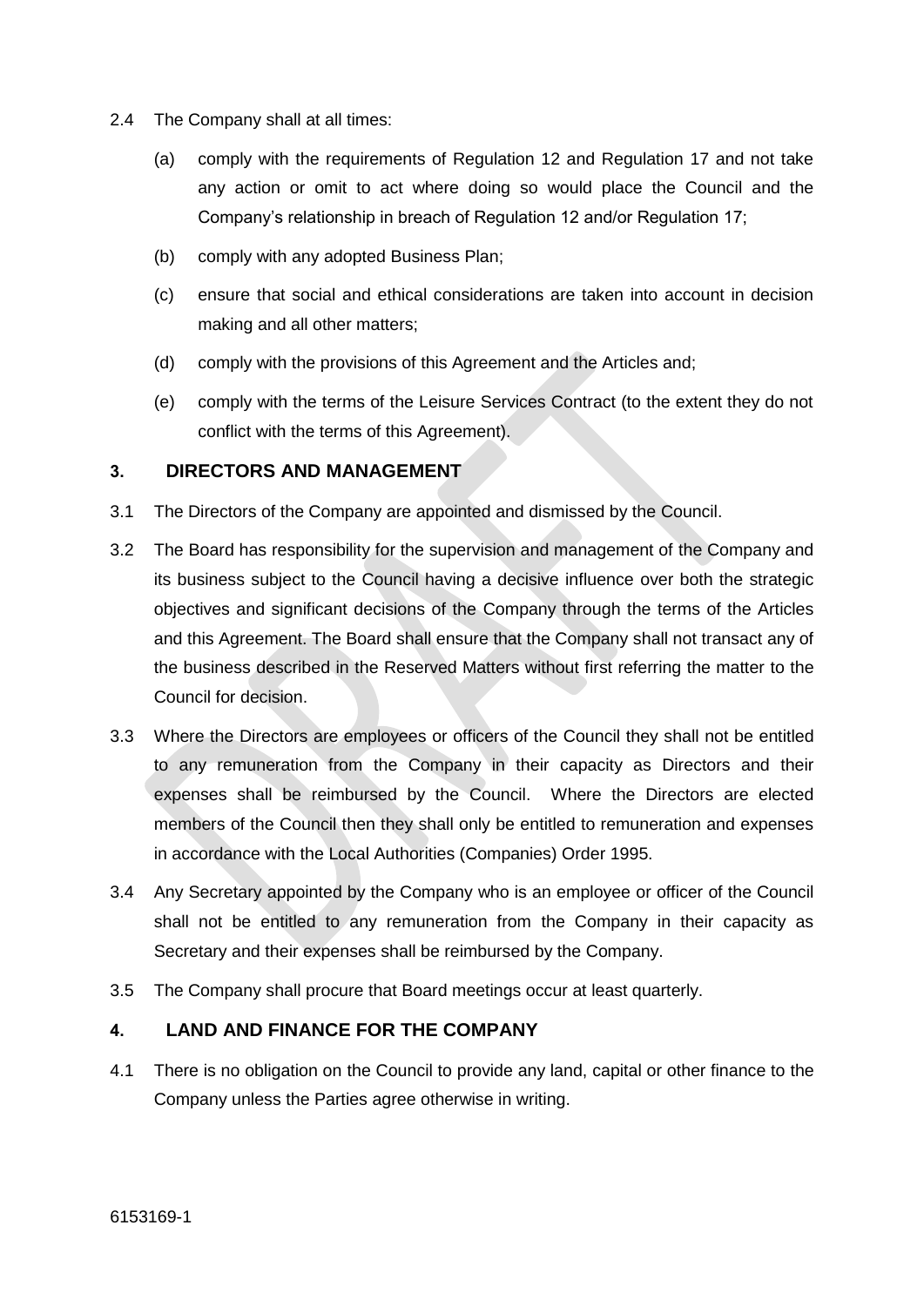2.4 The Company shall at all times:

(a) comply with the requirements of Regulation 12 and Regulation 17 and not take any action or omit to act where doing so would place the Council and the Company's relationship in breach of Regulation 12 and/or Regulation 17;

(b) comply with any adopted Business Plan;

(c) ensure that social and ethical considerations are taken into account in decision making and all other matters;

(d) comply with the provisions of this Agreement and the Articles and;

(e) comply with the terms of the Leisure Services Contract (to the extent they do not conflict with the terms of this Agreement).

## 3. DIRECTORS AND MANAGEMENT

3.1 The Directors of the Company are appointed and dismissed by the Council.

3.2 The Board has responsibility for the supervision and management of the Company and its business subject to the Council having a decisive influence over both the strategic objectives and significant decisions of the Company through the terms of the Articles and this Agreement. The Board shall ensure that the Company shall not transact any of the business described in the Reserved Matters without first referring the matter to the Council for decision.

3.3 Where the Directors are employees or officers of the Council they shall not be entitled to any remuneration from the Company in their capacity as Directors and their expenses shall be reimbursed by the Council. Where the Directors are elected members of the Council then they shall only be entitled to remuneration and expenses in accordance with the Local Authorities (Companies) Order 1995.

3.4 Any Secretary appointed by the Company who is an employee or officer of the Council shall not be entitled to any remuneration from the Company in their capacity as Secretary and their expenses shall be reimbursed by the Company.

3.5 The Company shall procure that Board meetings occur at least quarterly.

## 4. LAND AND FINANCE FOR THE COMPANY

4.1 There is no obligation on the Council to provide any land, capital or other finance to the Company unless the Parties agree otherwise in writing.

6153169-1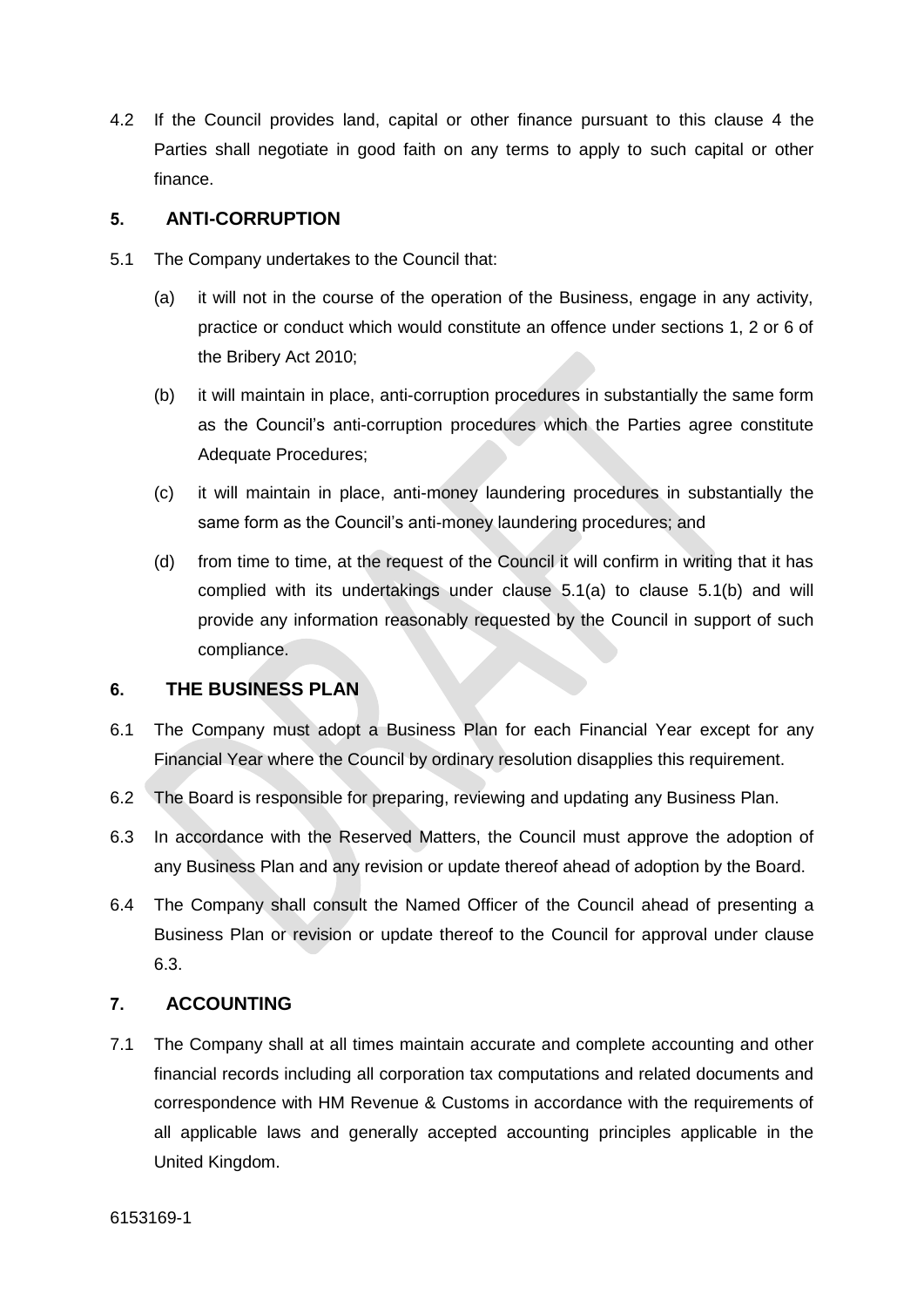4.2 If the Council provides land, capital or other finance pursuant to this clause 4 the Parties shall negotiate in good faith on any terms to apply to such capital or other finance.

## 5. ANTI-CORRUPTION

5.1 The Company undertakes to the Council that:

(a) it will not in the course of the operation of the Business, engage in any activity, practice or conduct which would constitute an offence under sections 1, 2 or 6 of the Bribery Act 2010;

(b) it will maintain in place, anti-corruption procedures in substantially the same form as the Council's anti-corruption procedures which the Parties agree constitute Adequate Procedures;

(c) it will maintain in place, anti-money laundering procedures in substantially the same form as the Council's anti-money laundering procedures; and

(d) from time to time, at the request of the Council it will confirm in writing that it has complied with its undertakings under clause 5.1(a) to clause 5.1(b) and will provide any information reasonably requested by the Council in support of such compliance.

## 6. THE BUSINESS PLAN

6.1 The Company must adopt a Business Plan for each Financial Year except for any Financial Year where the Council by ordinary resolution disapplies this requirement.

6.2 The Board is responsible for preparing, reviewing and updating any Business Plan.

6.3 In accordance with the Reserved Matters, the Council must approve the adoption of any Business Plan and any revision or update thereof ahead of adoption by the Board.

6.4 The Company shall consult the Named Officer of the Council ahead of presenting a Business Plan or revision or update thereof to the Council for approval under clause 6.3.

## 7. ACCOUNTING

7.1 The Company shall at all times maintain accurate and complete accounting and other financial records including all corporation tax computations and related documents and correspondence with HM Revenue & Customs in accordance with the requirements of all applicable laws and generally accepted accounting principles applicable in the United Kingdom.

6153169-1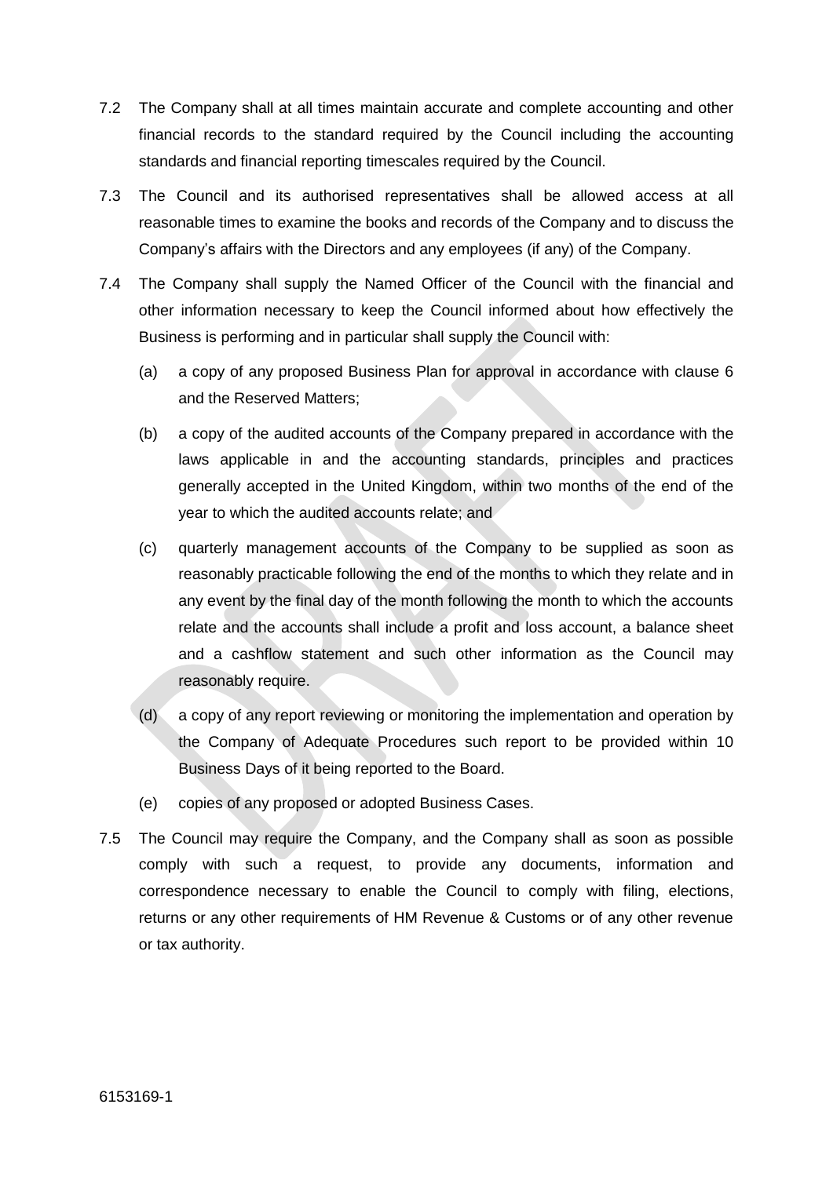7.2 The Company shall at all times maintain accurate and complete accounting and other financial records to the standard required by the Council including the accounting standards and financial reporting timescales required by the Council.

7.3 The Council and its authorised representatives shall be allowed access at all reasonable times to examine the books and records of the Company and to discuss the Company's affairs with the Directors and any employees (if any) of the Company.

7.4 The Company shall supply the Named Officer of the Council with the financial and other information necessary to keep the Council informed about how effectively the Business is performing and in particular shall supply the Council with:

(a) a copy of any proposed Business Plan for approval in accordance with clause 6 and the Reserved Matters;

(b) a copy of the audited accounts of the Company prepared in accordance with the laws applicable in and the accounting standards, principles and practices generally accepted in the United Kingdom, within two months of the end of the year to which the audited accounts relate; and

(c) quarterly management accounts of the Company to be supplied as soon as reasonably practicable following the end of the months to which they relate and in any event by the final day of the month following the month to which the accounts relate and the accounts shall include a profit and loss account, a balance sheet and a cashflow statement and such other information as the Council may reasonably require.

(d) a copy of any report reviewing or monitoring the implementation and operation by the Company of Adequate Procedures such report to be provided within 10 Business Days of it being reported to the Board.

(e) copies of any proposed or adopted Business Cases.

7.5 The Council may require the Company, and the Company shall as soon as possible comply with such a request, to provide any documents, information and correspondence necessary to enable the Council to comply with filing, elections, returns or any other requirements of HM Revenue & Customs or of any other revenue or tax authority.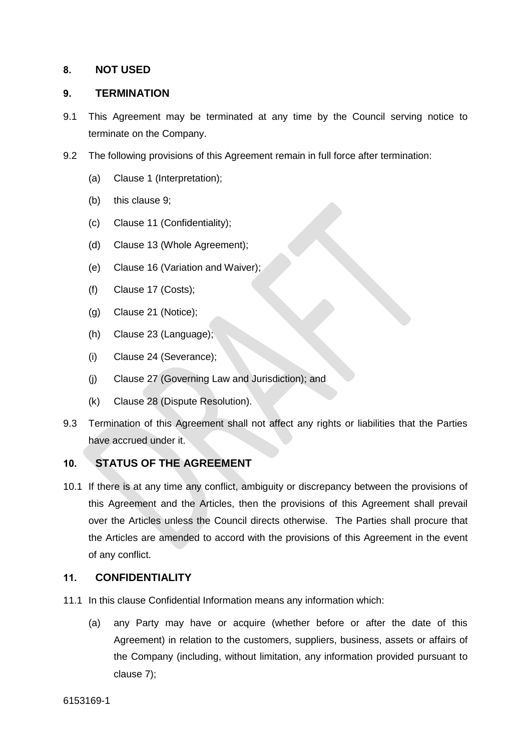## 8. NOT USED

## 9. TERMINATION

9.1 This Agreement may be terminated at any time by the Council serving notice to terminate on the Company.

9.2 The following provisions of this Agreement remain in full force after termination:

(a) Clause 1 (Interpretation);

(b) this clause 9;

(c) Clause 11 (Confidentiality);

(d) Clause 13 (Whole Agreement);

(e) Clause 16 (Variation and Waiver);

(f) Clause 17 (Costs);

(g) Clause 21 (Notice);

(h) Clause 23 (Language);

(i) Clause 24 (Severance);

(j) Clause 27 (Governing Law and Jurisdiction); and

(k) Clause 28 (Dispute Resolution).

9.3 Termination of this Agreement shall not affect any rights or liabilities that the Parties have accrued under it.

## 10. STATUS OF THE AGREEMENT

10.1 If there is at any time any conflict, ambiguity or discrepancy between the provisions of this Agreement and the Articles, then the provisions of this Agreement shall prevail over the Articles unless the Council directs otherwise. The Parties shall procure that the Articles are amended to accord with the provisions of this Agreement in the event of any conflict.

## 11. CONFIDENTIALITY

11.1 In this clause Confidential Information means any information which:

(a) any Party may have or acquire (whether before or after the date of this Agreement) in relation to the customers, suppliers, business, assets or affairs of the Company (including, without limitation, any information provided pursuant to clause 7);

6153169-1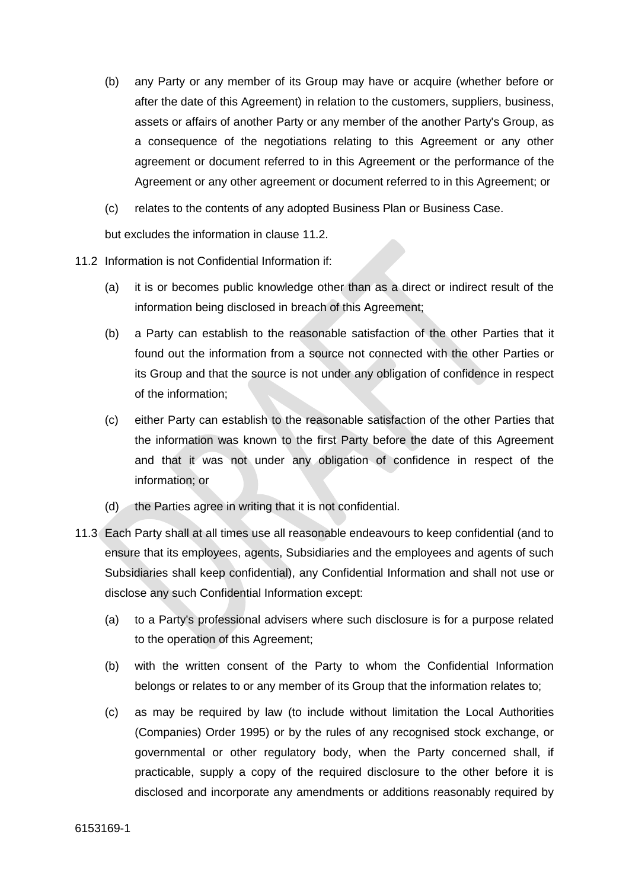(b) any Party or any member of its Group may have or acquire (whether before or after the date of this Agreement) in relation to the customers, suppliers, business, assets or affairs of another Party or any member of the another Party's Group, as a consequence of the negotiations relating to this Agreement or any other agreement or document referred to in this Agreement or the performance of the Agreement or any other agreement or document referred to in this Agreement; or

(c) relates to the contents of any adopted Business Plan or Business Case.

but excludes the information in clause 11.2.

11.2 Information is not Confidential Information if:

(a) it is or becomes public knowledge other than as a direct or indirect result of the information being disclosed in breach of this Agreement;

(b) a Party can establish to the reasonable satisfaction of the other Parties that it found out the information from a source not connected with the other Parties or its Group and that the source is not under any obligation of confidence in respect of the information;

(c) either Party can establish to the reasonable satisfaction of the other Parties that the information was known to the first Party before the date of this Agreement and that it was not under any obligation of confidence in respect of the information; or

(d) the Parties agree in writing that it is not confidential.

11.3 Each Party shall at all times use all reasonable endeavours to keep confidential (and to ensure that its employees, agents, Subsidiaries and the employees and agents of such Subsidiaries shall keep confidential), any Confidential Information and shall not use or disclose any such Confidential Information except:

(a) to a Party's professional advisers where such disclosure is for a purpose related to the operation of this Agreement;

(b) with the written consent of the Party to whom the Confidential Information belongs or relates to or any member of its Group that the information relates to;

(c) as may be required by law (to include without limitation the Local Authorities (Companies) Order 1995) or by the rules of any recognised stock exchange, or governmental or other regulatory body, when the Party concerned shall, if practicable, supply a copy of the required disclosure to the other before it is disclosed and incorporate any amendments or additions reasonably required by

6153169-1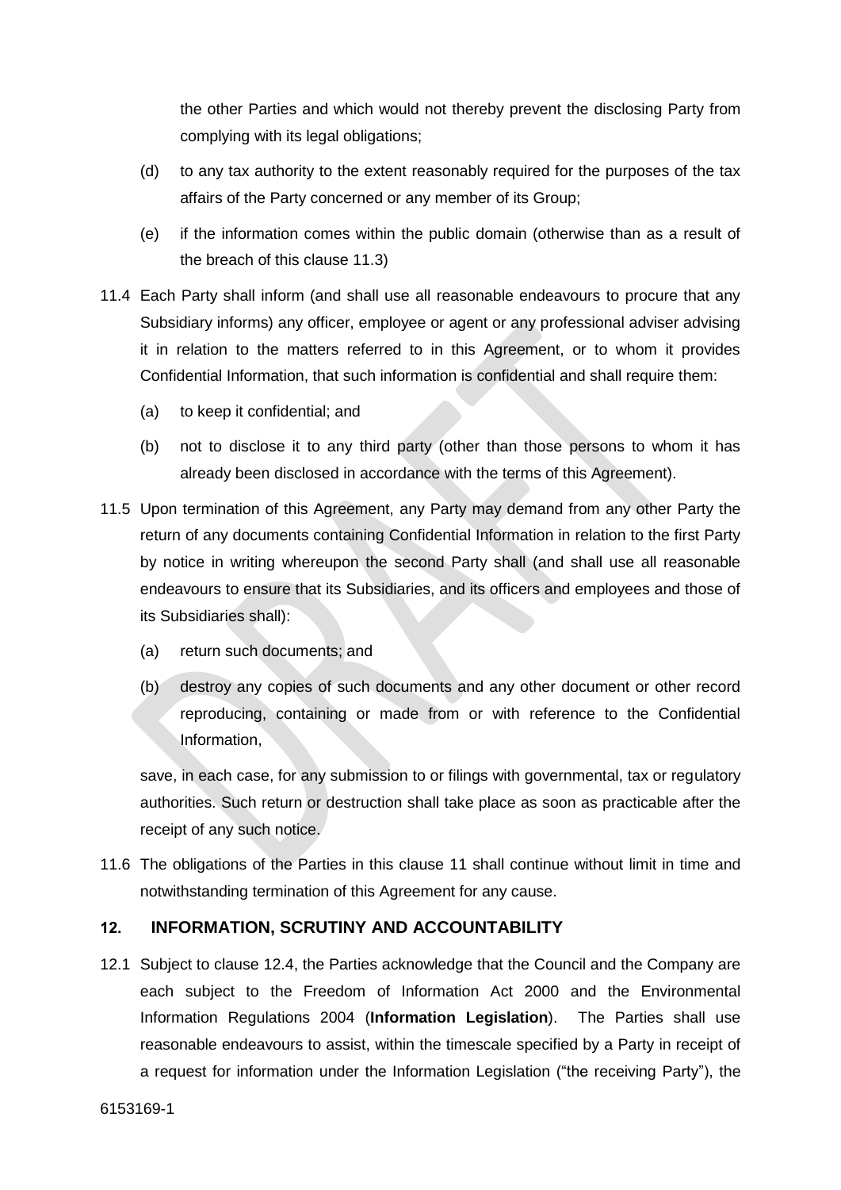the other Parties and which would not thereby prevent the disclosing Party from complying with its legal obligations;

(d) to any tax authority to the extent reasonably required for the purposes of the tax affairs of the Party concerned or any member of its Group;

(e) if the information comes within the public domain (otherwise than as a result of the breach of this clause 11.3)

11.4 Each Party shall inform (and shall use all reasonable endeavours to procure that any Subsidiary informs) any officer, employee or agent or any professional adviser advising it in relation to the matters referred to in this Agreement, or to whom it provides Confidential Information, that such information is confidential and shall require them:

(a) to keep it confidential; and

(b) not to disclose it to any third party (other than those persons to whom it has already been disclosed in accordance with the terms of this Agreement).

11.5 Upon termination of this Agreement, any Party may demand from any other Party the return of any documents containing Confidential Information in relation to the first Party by notice in writing whereupon the second Party shall (and shall use all reasonable endeavours to ensure that its Subsidiaries, and its officers and employees and those of its Subsidiaries shall):

(a) return such documents; and

(b) destroy any copies of such documents and any other document or other record reproducing, containing or made from or with reference to the Confidential Information,

save, in each case, for any submission to or filings with governmental, tax or regulatory authorities. Such return or destruction shall take place as soon as practicable after the receipt of any such notice.

11.6 The obligations of the Parties in this clause 11 shall continue without limit in time and notwithstanding termination of this Agreement for any cause.

## 12. INFORMATION, SCRUTINY AND ACCOUNTABILITY

12.1 Subject to clause 12.4, the Parties acknowledge that the Council and the Company are each subject to the Freedom of Information Act 2000 and the Environmental Information Regulations 2004 (**Information Legislation**). The Parties shall use reasonable endeavours to assist, within the timescale specified by a Party in receipt of a request for information under the Information Legislation ("the receiving Party"), the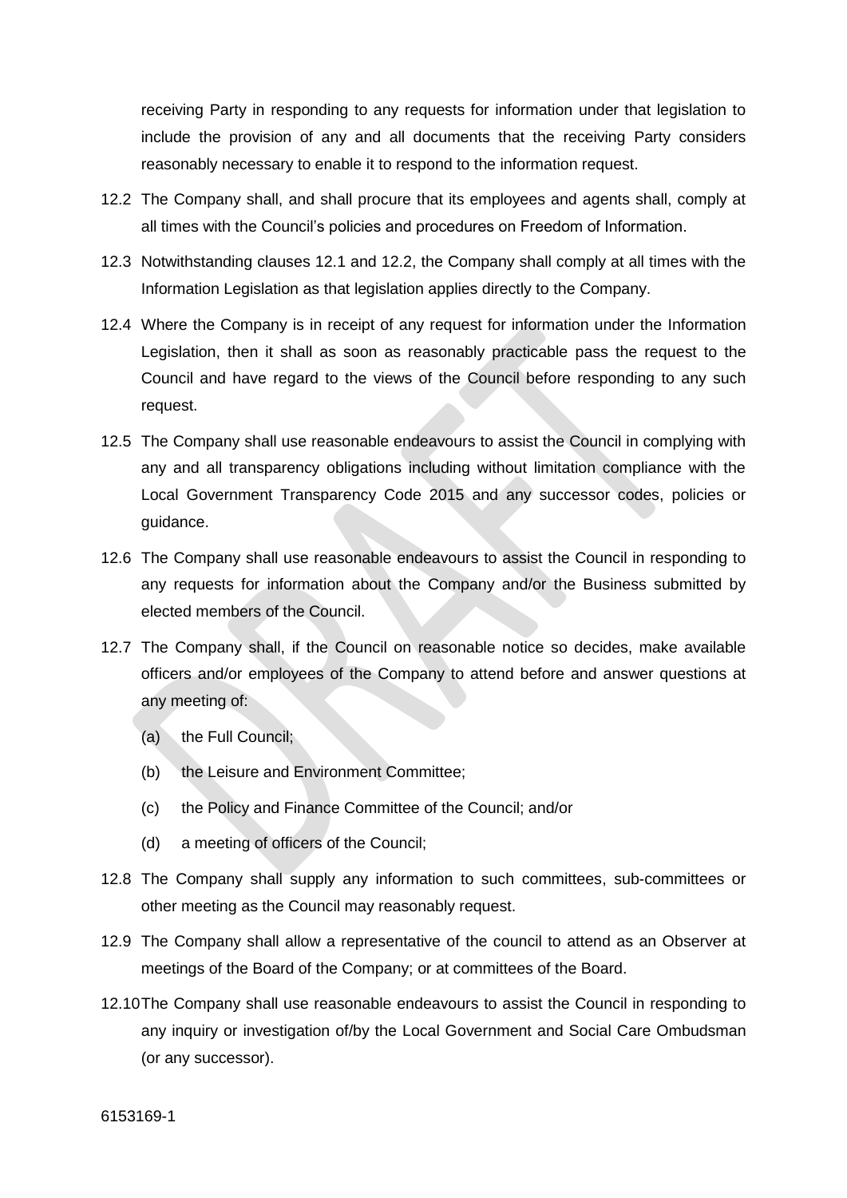receiving Party in responding to any requests for information under that legislation to include the provision of any and all documents that the receiving Party considers reasonably necessary to enable it to respond to the information request.

12.2 The Company shall, and shall procure that its employees and agents shall, comply at all times with the Council's policies and procedures on Freedom of Information.

12.3 Notwithstanding clauses 12.1 and 12.2, the Company shall comply at all times with the Information Legislation as that legislation applies directly to the Company.

12.4 Where the Company is in receipt of any request for information under the Information Legislation, then it shall as soon as reasonably practicable pass the request to the Council and have regard to the views of the Council before responding to any such request.

12.5 The Company shall use reasonable endeavours to assist the Council in complying with any and all transparency obligations including without limitation compliance with the Local Government Transparency Code 2015 and any successor codes, policies or guidance.

12.6 The Company shall use reasonable endeavours to assist the Council in responding to any requests for information about the Company and/or the Business submitted by elected members of the Council.

12.7 The Company shall, if the Council on reasonable notice so decides, make available officers and/or employees of the Company to attend before and answer questions at any meeting of:

(a) the Full Council;

(b) the Leisure and Environment Committee;

(c) the Policy and Finance Committee of the Council; and/or

(d) a meeting of officers of the Council;

12.8 The Company shall supply any information to such committees, sub-committees or other meeting as the Council may reasonably request.

12.9 The Company shall allow a representative of the council to attend as an Observer at meetings of the Board of the Company; or at committees of the Board.

12.10 The Company shall use reasonable endeavours to assist the Council in responding to any inquiry or investigation of/by the Local Government and Social Care Ombudsman (or any successor).

6153169-1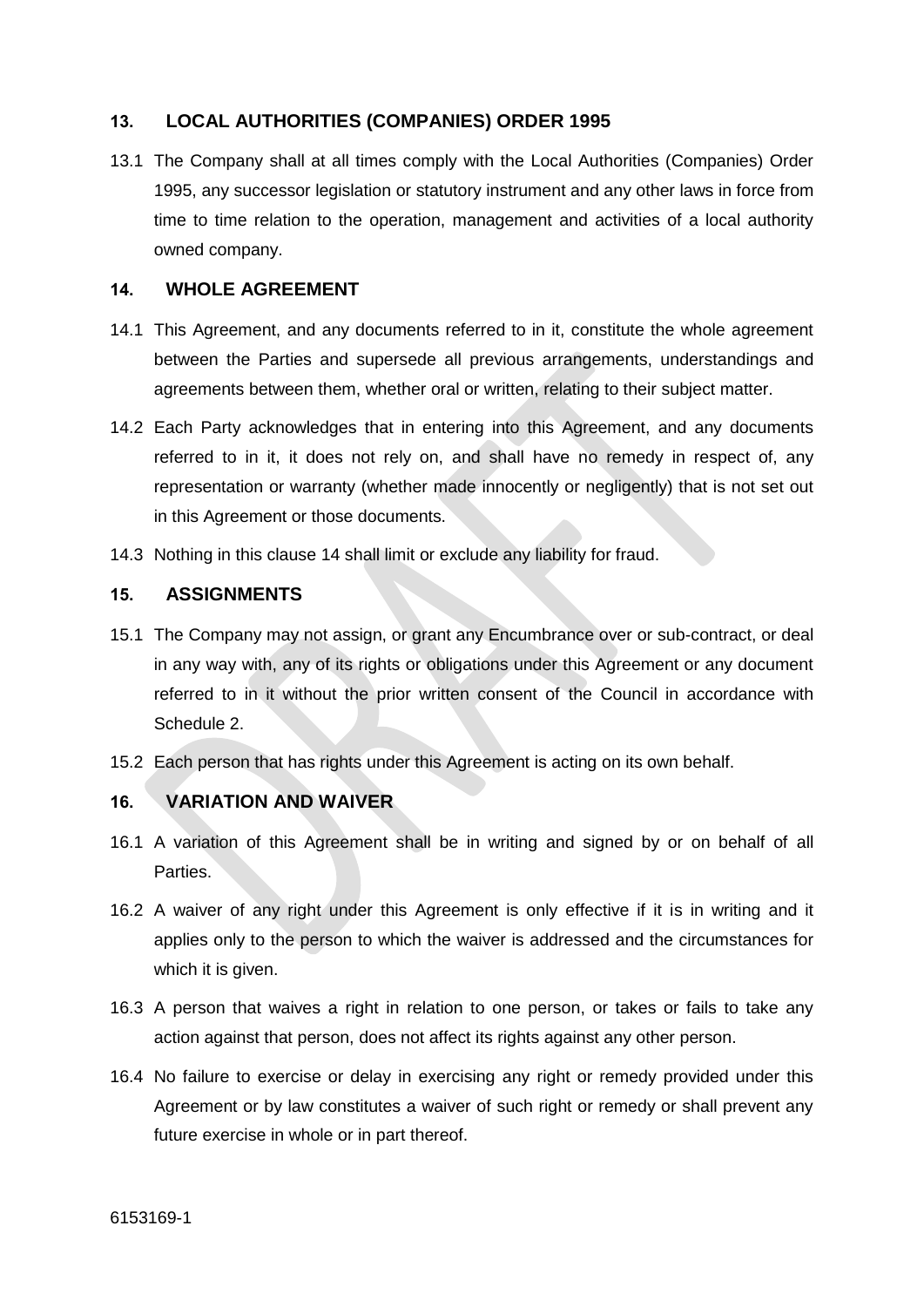## 13. LOCAL AUTHORITIES (COMPANIES) ORDER 1995

13.1 The Company shall at all times comply with the Local Authorities (Companies) Order 1995, any successor legislation or statutory instrument and any other laws in force from time to time relation to the operation, management and activities of a local authority owned company.

## 14. WHOLE AGREEMENT

14.1 This Agreement, and any documents referred to in it, constitute the whole agreement between the Parties and supersede all previous arrangements, understandings and agreements between them, whether oral or written, relating to their subject matter.

14.2 Each Party acknowledges that in entering into this Agreement, and any documents referred to in it, it does not rely on, and shall have no remedy in respect of, any representation or warranty (whether made innocently or negligently) that is not set out in this Agreement or those documents.

14.3 Nothing in this clause 14 shall limit or exclude any liability for fraud.

## 15. ASSIGNMENTS

15.1 The Company may not assign, or grant any Encumbrance over or sub-contract, or deal in any way with, any of its rights or obligations under this Agreement or any document referred to in it without the prior written consent of the Council in accordance with Schedule 2.

15.2 Each person that has rights under this Agreement is acting on its own behalf.

## 16. VARIATION AND WAIVER

16.1 A variation of this Agreement shall be in writing and signed by or on behalf of all Parties.

16.2 A waiver of any right under this Agreement is only effective if it is in writing and it applies only to the person to which the waiver is addressed and the circumstances for which it is given.

16.3 A person that waives a right in relation to one person, or takes or fails to take any action against that person, does not affect its rights against any other person.

16.4 No failure to exercise or delay in exercising any right or remedy provided under this Agreement or by law constitutes a waiver of such right or remedy or shall prevent any future exercise in whole or in part thereof.

6153169-1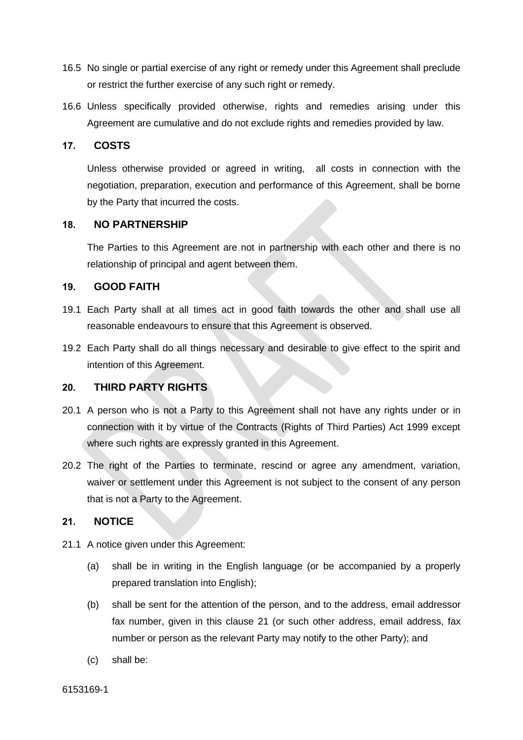16.5 No single or partial exercise of any right or remedy under this Agreement shall preclude or restrict the further exercise of any such right or remedy.

16.6 Unless specifically provided otherwise, rights and remedies arising under this Agreement are cumulative and do not exclude rights and remedies provided by law.

## 17. COSTS

Unless otherwise provided or agreed in writing, all costs in connection with the negotiation, preparation, execution and performance of this Agreement, shall be borne by the Party that incurred the costs.

## 18. NO PARTNERSHIP

The Parties to this Agreement are not in partnership with each other and there is no relationship of principal and agent between them.

## 19. GOOD FAITH

19.1 Each Party shall at all times act in good faith towards the other and shall use all reasonable endeavours to ensure that this Agreement is observed.

19.2 Each Party shall do all things necessary and desirable to give effect to the spirit and intention of this Agreement.

## 20. THIRD PARTY RIGHTS

20.1 A person who is not a Party to this Agreement shall not have any rights under or in connection with it by virtue of the Contracts (Rights of Third Parties) Act 1999 except where such rights are expressly granted in this Agreement.

20.2 The right of the Parties to terminate, rescind or agree any amendment, variation, waiver or settlement under this Agreement is not subject to the consent of any person that is not a Party to the Agreement.

## 21. NOTICE

21.1 A notice given under this Agreement:

(a) shall be in writing in the English language (or be accompanied by a properly prepared translation into English);

(b) shall be sent for the attention of the person, and to the address, email addressor fax number, given in this clause 21 (or such other address, email address, fax number or person as the relevant Party may notify to the other Party); and

(c) shall be:

6153169-1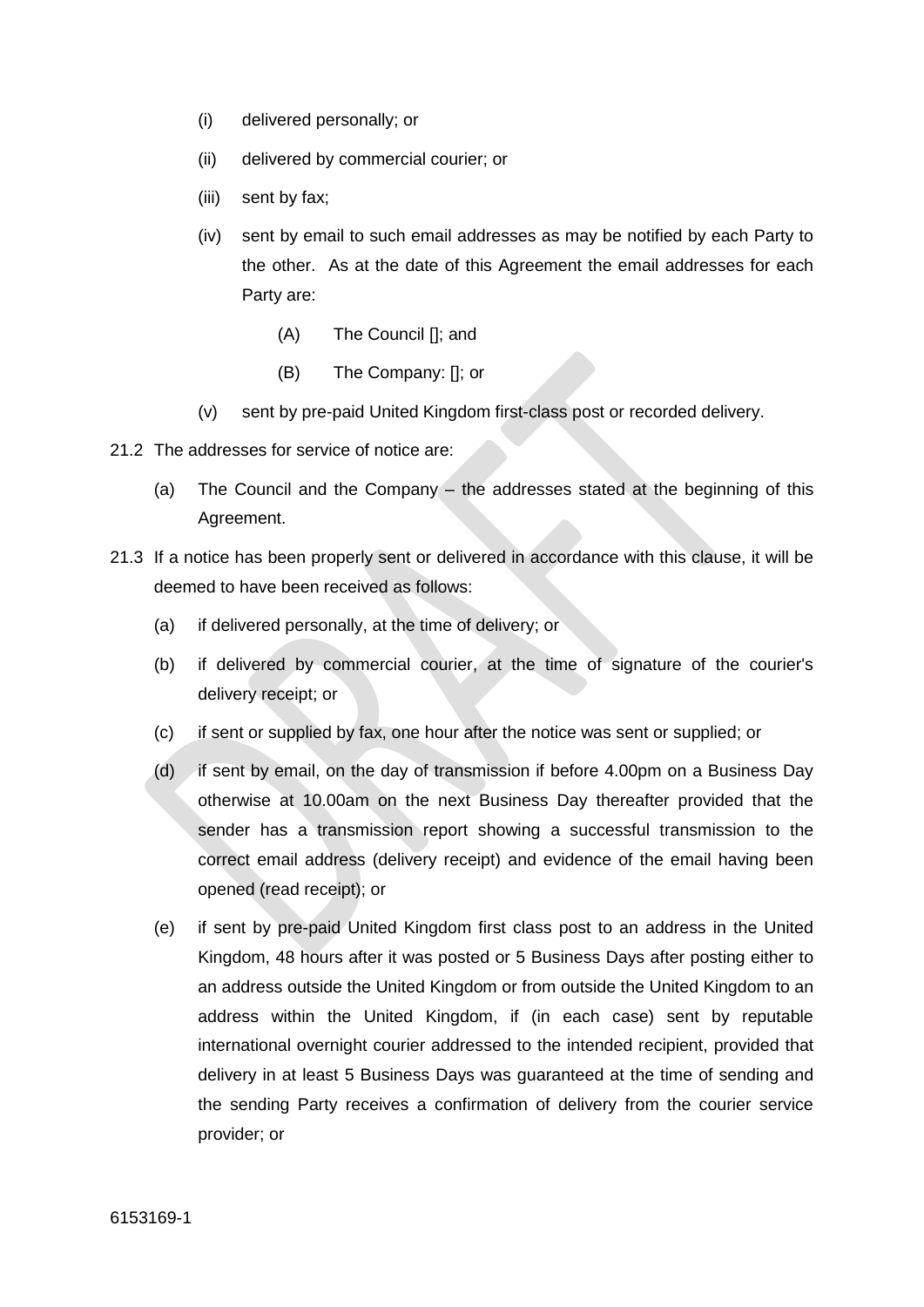- (i) delivered personally; or
- (ii) delivered by commercial courier; or
- (iii) sent by fax;
- (iv) sent by email to such email addresses as may be notified by each Party to the other. As at the date of this Agreement the email addresses for each Party are:
  - (A) The Council []; and
  - (B) The Company: []; or
- (v) sent by pre-paid United Kingdom first-class post or recorded delivery.

21.2 The addresses for service of notice are:

- (a) The Council and the Company – the addresses stated at the beginning of this Agreement.

21.3 If a notice has been properly sent or delivered in accordance with this clause, it will be deemed to have been received as follows:

- (a) if delivered personally, at the time of delivery; or
- (b) if delivered by commercial courier, at the time of signature of the courier's delivery receipt; or
- (c) if sent or supplied by fax, one hour after the notice was sent or supplied; or
- (d) if sent by email, on the day of transmission if before 4.00pm on a Business Day otherwise at 10.00am on the next Business Day thereafter provided that the sender has a transmission report showing a successful transmission to the correct email address (delivery receipt) and evidence of the email having been opened (read receipt); or
- (e) if sent by pre-paid United Kingdom first class post to an address in the United Kingdom, 48 hours after it was posted or 5 Business Days after posting either to an address outside the United Kingdom or from outside the United Kingdom to an address within the United Kingdom, if (in each case) sent by reputable international overnight courier addressed to the intended recipient, provided that delivery in at least 5 Business Days was guaranteed at the time of sending and the sending Party receives a confirmation of delivery from the courier service provider; or

6153169-1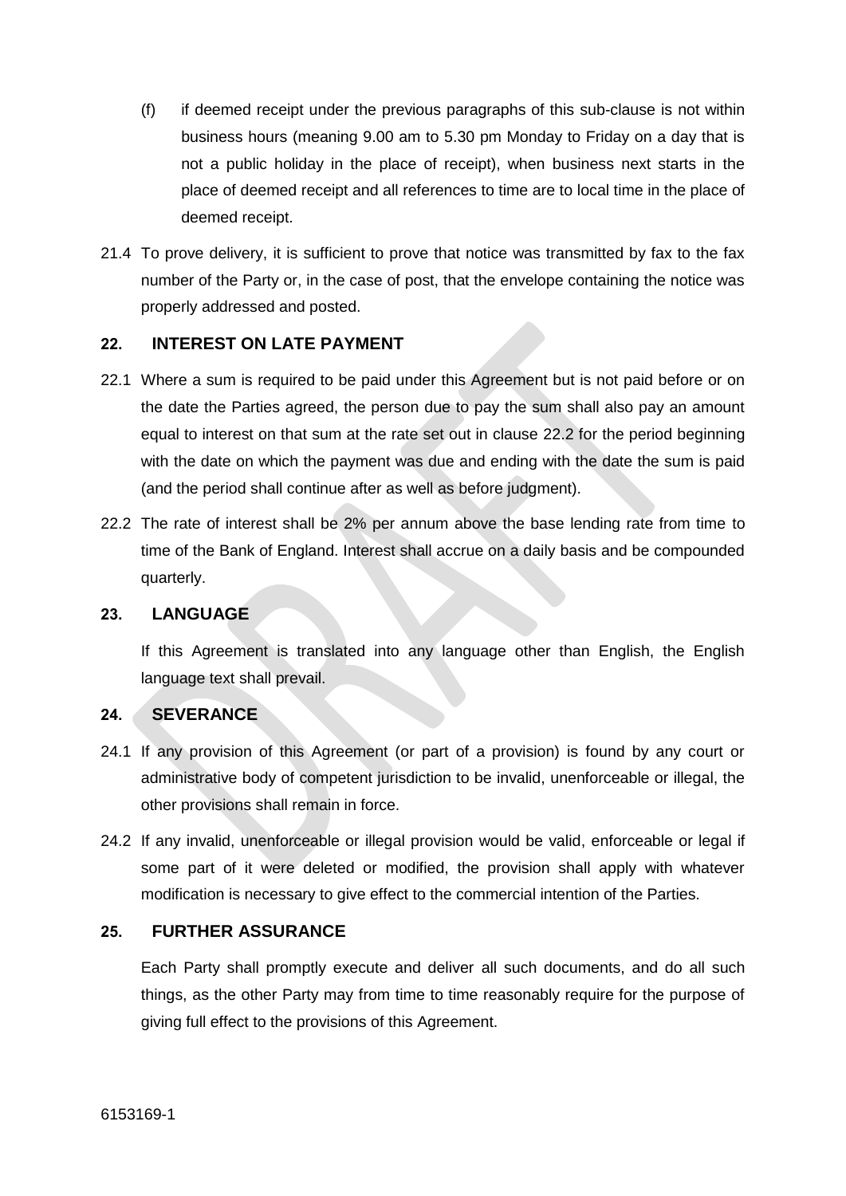(f) if deemed receipt under the previous paragraphs of this sub-clause is not within business hours (meaning 9.00 am to 5.30 pm Monday to Friday on a day that is not a public holiday in the place of receipt), when business next starts in the place of deemed receipt and all references to time are to local time in the place of deemed receipt.

21.4 To prove delivery, it is sufficient to prove that notice was transmitted by fax to the fax number of the Party or, in the case of post, that the envelope containing the notice was properly addressed and posted.

## 22. INTEREST ON LATE PAYMENT

22.1 Where a sum is required to be paid under this Agreement but is not paid before or on the date the Parties agreed, the person due to pay the sum shall also pay an amount equal to interest on that sum at the rate set out in clause 22.2 for the period beginning with the date on which the payment was due and ending with the date the sum is paid (and the period shall continue after as well as before judgment).

22.2 The rate of interest shall be 2% per annum above the base lending rate from time to time of the Bank of England. Interest shall accrue on a daily basis and be compounded quarterly.

## 23. LANGUAGE

If this Agreement is translated into any language other than English, the English language text shall prevail.

## 24. SEVERANCE

24.1 If any provision of this Agreement (or part of a provision) is found by any court or administrative body of competent jurisdiction to be invalid, unenforceable or illegal, the other provisions shall remain in force.

24.2 If any invalid, unenforceable or illegal provision would be valid, enforceable or legal if some part of it were deleted or modified, the provision shall apply with whatever modification is necessary to give effect to the commercial intention of the Parties.

## 25. FURTHER ASSURANCE

Each Party shall promptly execute and deliver all such documents, and do all such things, as the other Party may from time to time reasonably require for the purpose of giving full effect to the provisions of this Agreement.

6153169-1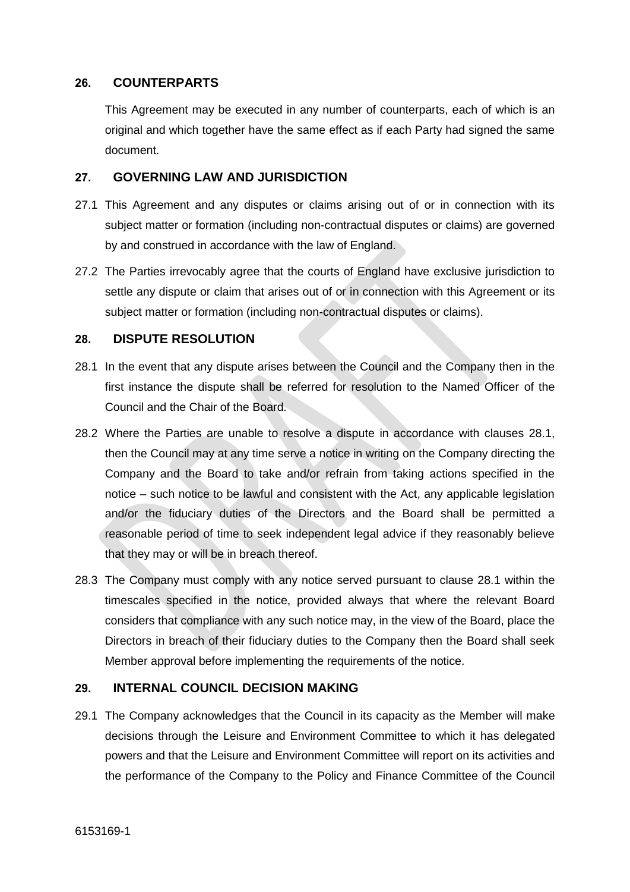## 26. COUNTERPARTS

This Agreement may be executed in any number of counterparts, each of which is an original and which together have the same effect as if each Party had signed the same document.

## 27. GOVERNING LAW AND JURISDICTION

27.1 This Agreement and any disputes or claims arising out of or in connection with its subject matter or formation (including non-contractual disputes or claims) are governed by and construed in accordance with the law of England.

27.2 The Parties irrevocably agree that the courts of England have exclusive jurisdiction to settle any dispute or claim that arises out of or in connection with this Agreement or its subject matter or formation (including non-contractual disputes or claims).

## 28. DISPUTE RESOLUTION

28.1 In the event that any dispute arises between the Council and the Company then in the first instance the dispute shall be referred for resolution to the Named Officer of the Council and the Chair of the Board.

28.2 Where the Parties are unable to resolve a dispute in accordance with clauses 28.1, then the Council may at any time serve a notice in writing on the Company directing the Company and the Board to take and/or refrain from taking actions specified in the notice – such notice to be lawful and consistent with the Act, any applicable legislation and/or the fiduciary duties of the Directors and the Board shall be permitted a reasonable period of time to seek independent legal advice if they reasonably believe that they may or will be in breach thereof.

28.3 The Company must comply with any notice served pursuant to clause 28.1 within the timescales specified in the notice, provided always that where the relevant Board considers that compliance with any such notice may, in the view of the Board, place the Directors in breach of their fiduciary duties to the Company then the Board shall seek Member approval before implementing the requirements of the notice.

## 29. INTERNAL COUNCIL DECISION MAKING

29.1 The Company acknowledges that the Council in its capacity as the Member will make decisions through the Leisure and Environment Committee to which it has delegated powers and that the Leisure and Environment Committee will report on its activities and the performance of the Company to the Policy and Finance Committee of the Council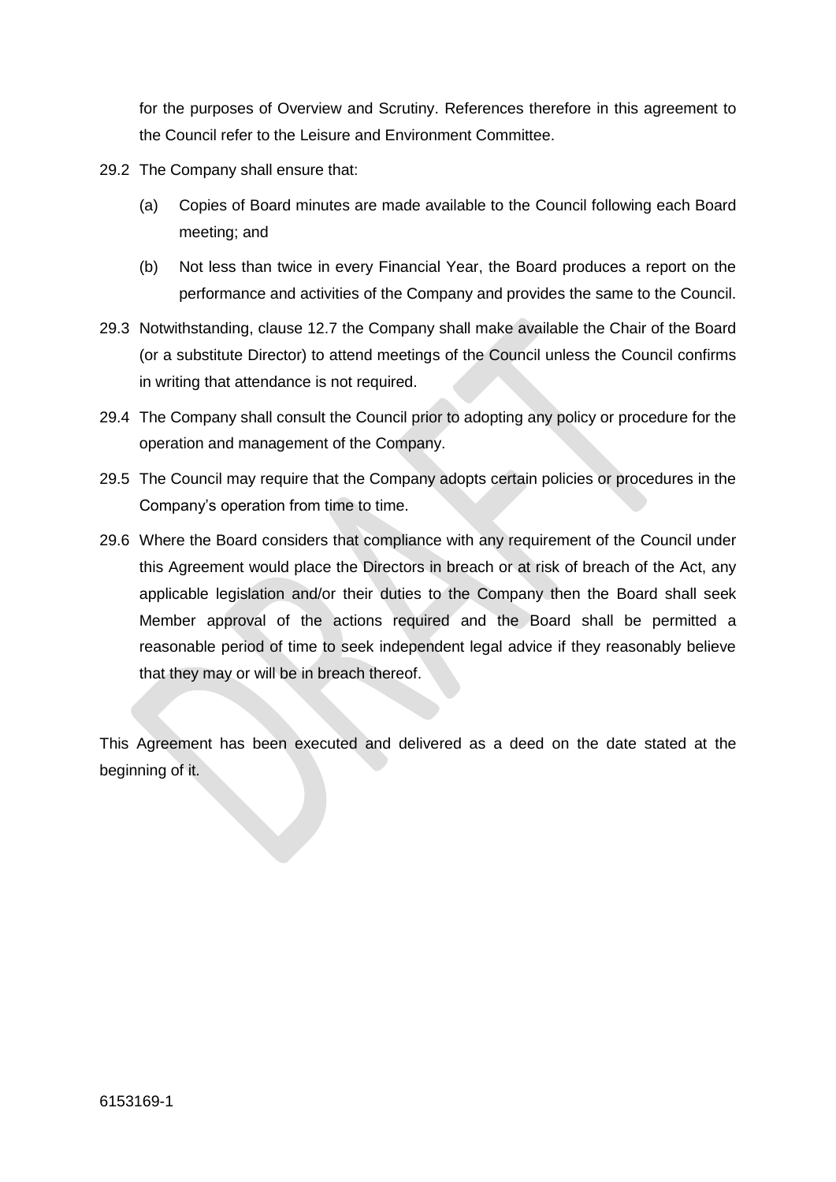for the purposes of Overview and Scrutiny. References therefore in this agreement to the Council refer to the Leisure and Environment Committee.

29.2 The Company shall ensure that:

(a) Copies of Board minutes are made available to the Council following each Board meeting; and

(b) Not less than twice in every Financial Year, the Board produces a report on the performance and activities of the Company and provides the same to the Council.

29.3 Notwithstanding, clause 12.7 the Company shall make available the Chair of the Board (or a substitute Director) to attend meetings of the Council unless the Council confirms in writing that attendance is not required.

29.4 The Company shall consult the Council prior to adopting any policy or procedure for the operation and management of the Company.

29.5 The Council may require that the Company adopts certain policies or procedures in the Company's operation from time to time.

29.6 Where the Board considers that compliance with any requirement of the Council under this Agreement would place the Directors in breach or at risk of breach of the Act, any applicable legislation and/or their duties to the Company then the Board shall seek Member approval of the actions required and the Board shall be permitted a reasonable period of time to seek independent legal advice if they reasonably believe that they may or will be in breach thereof.

This Agreement has been executed and delivered as a deed on the date stated at the beginning of it.

6153169-1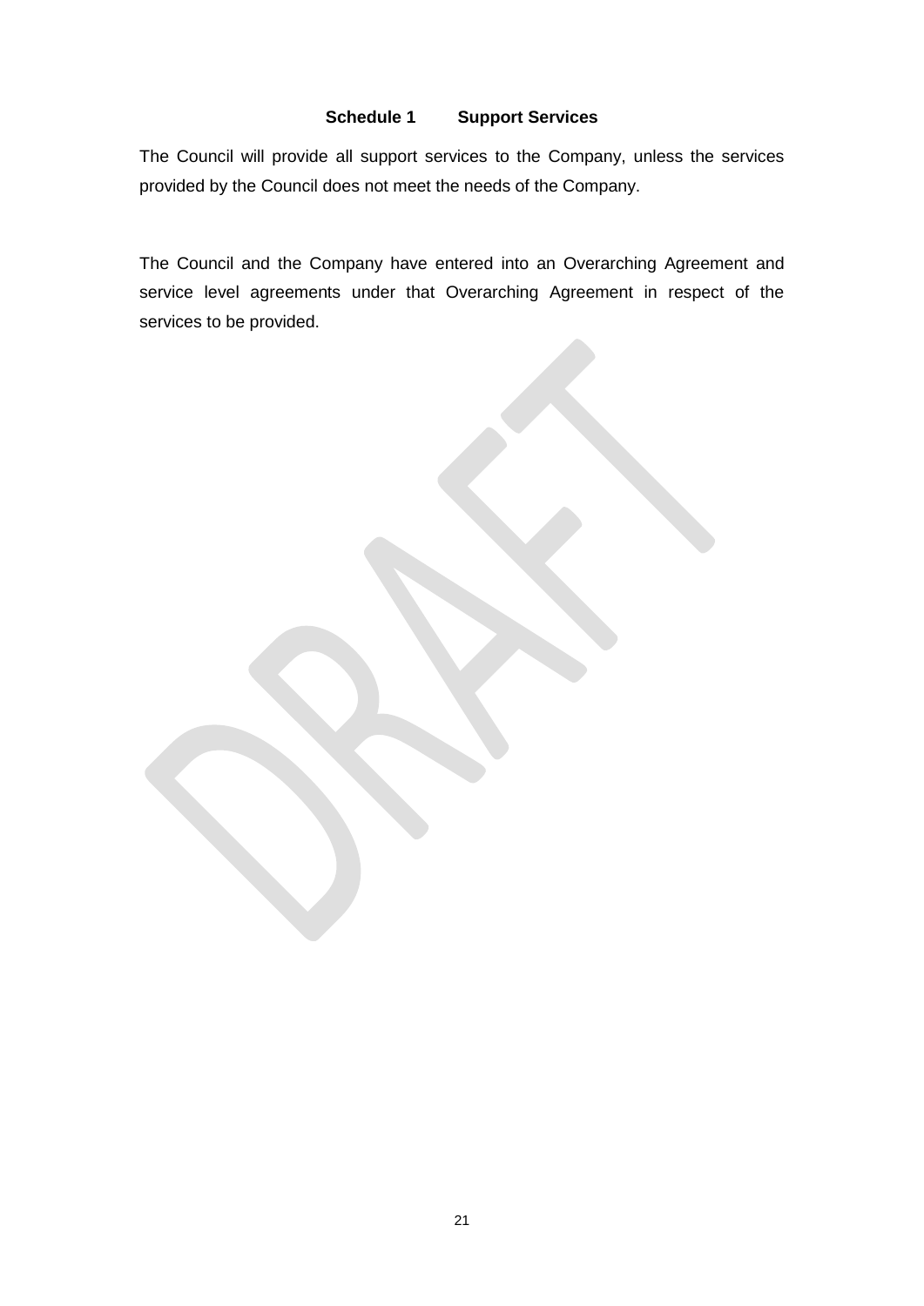## Schedule 1 Support Services

The Council will provide all support services to the Company, unless the services provided by the Council does not meet the needs of the Company.

The Council and the Company have entered into an Overarching Agreement and service level agreements under that Overarching Agreement in respect of the services to be provided.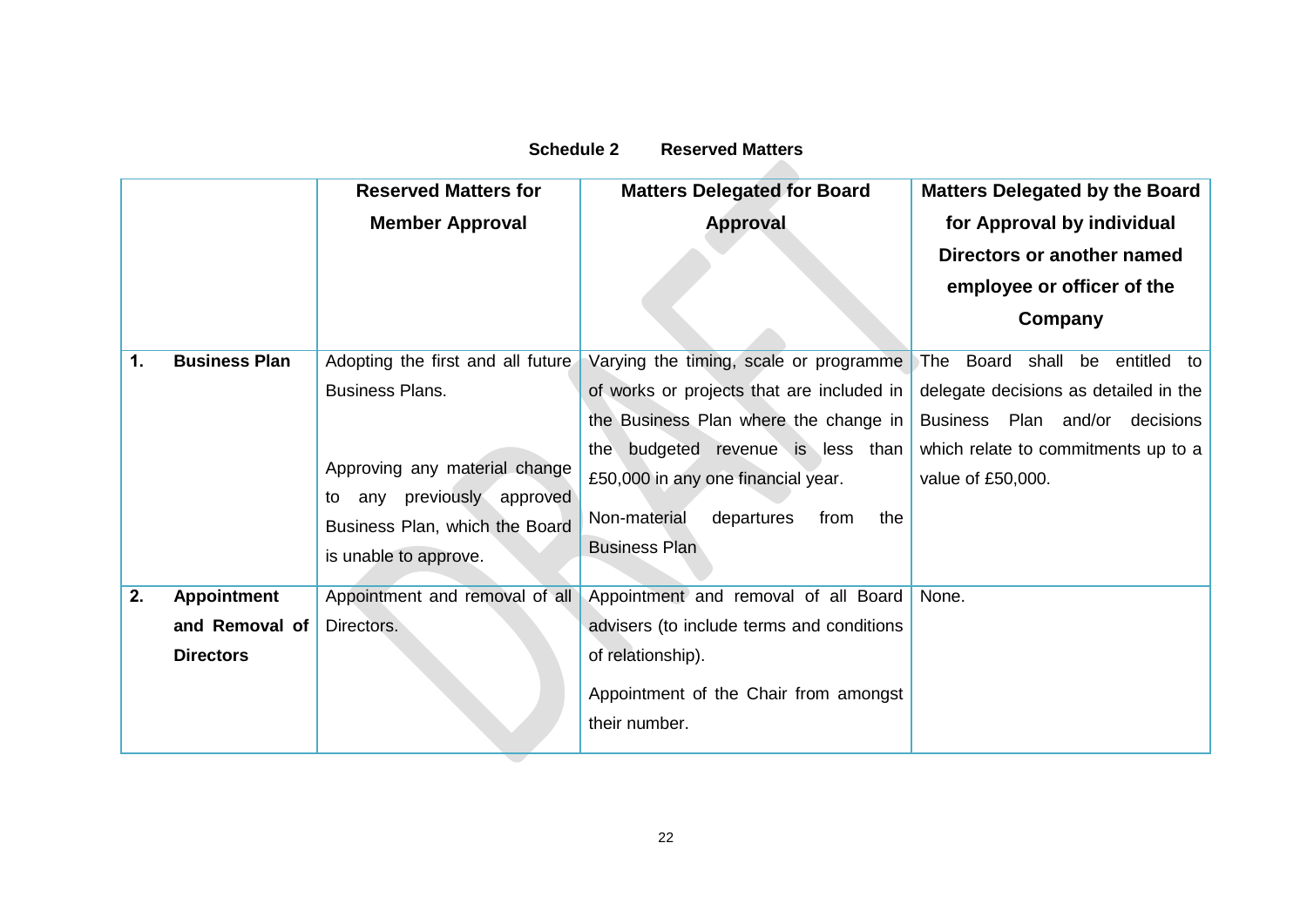**Schedule 2 Reserved Matters**

| | Reserved Matters for Member Approval | Matters Delegated for Board Approval | Matters Delegated by the Board for Approval by individual Directors or another named employee or officer of the Company |
|---|---|---|---|
| **1. Business Plan** | Adopting the first and all future Business Plans.<br><br>Approving any material change to any previously approved Business Plan, which the Board is unable to approve. | Varying the timing, scale or programme of works or projects that are included in the Business Plan where the change in the budgeted revenue is less than £50,000 in any one financial year.<br><br>Non-material departures from the Business Plan | The Board shall be entitled to delegate decisions as detailed in the Business Plan and/or decisions which relate to commitments up to a value of £50,000. |
| **2. Appointment and Removal of Directors** | Appointment and removal of all Directors. | Appointment and removal of all Board advisers (to include terms and conditions of relationship).<br><br>Appointment of the Chair from amongst their number. | None. |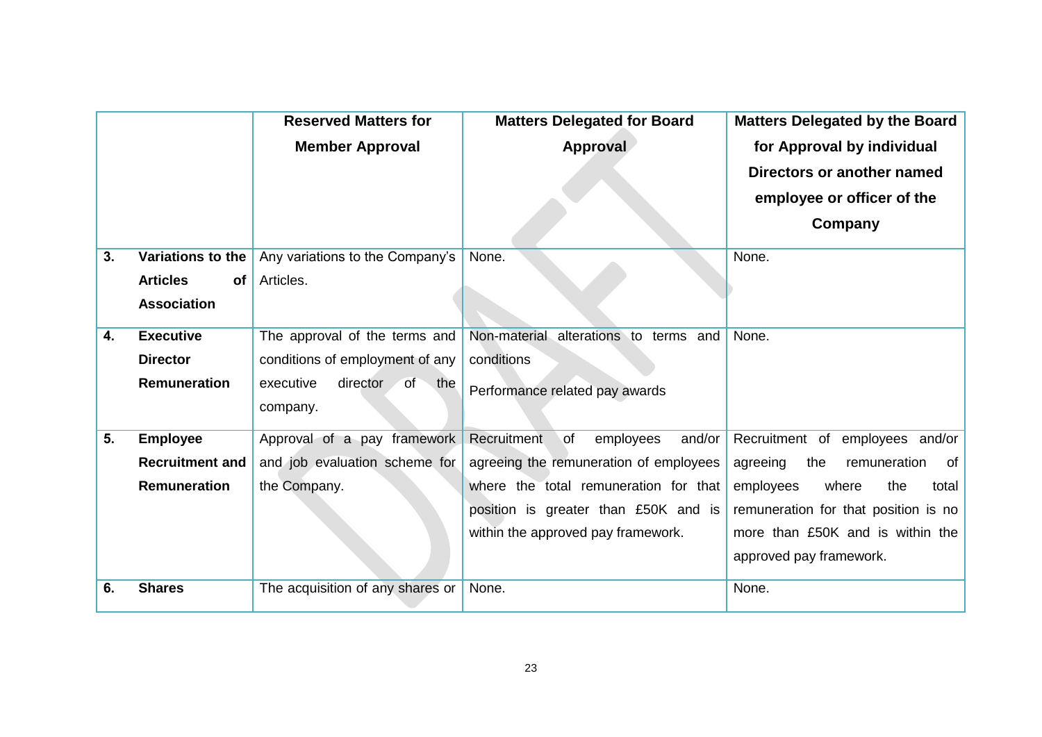| | | Reserved Matters for Member Approval | Matters Delegated for Board Approval | Matters Delegated by the Board for Approval by individual Directors or another named employee or officer of the Company |
|---|---|---|---|---|
| 3. | **Variations to the Articles of Association** | Any variations to the Company's Articles. | None. | None. |
| 4. | **Executive Director Remuneration** | The approval of the terms and conditions of employment of any executive director of the company. | Non-material alterations to terms and conditions<br><br>Performance related pay awards | None. |
| 5. | **Employee Recruitment and Remuneration** | Approval of a pay framework and job evaluation scheme for the Company. | Recruitment of employees and/or agreeing the remuneration of employees where the total remuneration for that position is greater than £50K and is within the approved pay framework. | Recruitment of employees and/or agreeing the remuneration of employees where the total remuneration for that position is no more than £50K and is within the approved pay framework. |
| 6. | **Shares** | The acquisition of any shares or | None. | None. |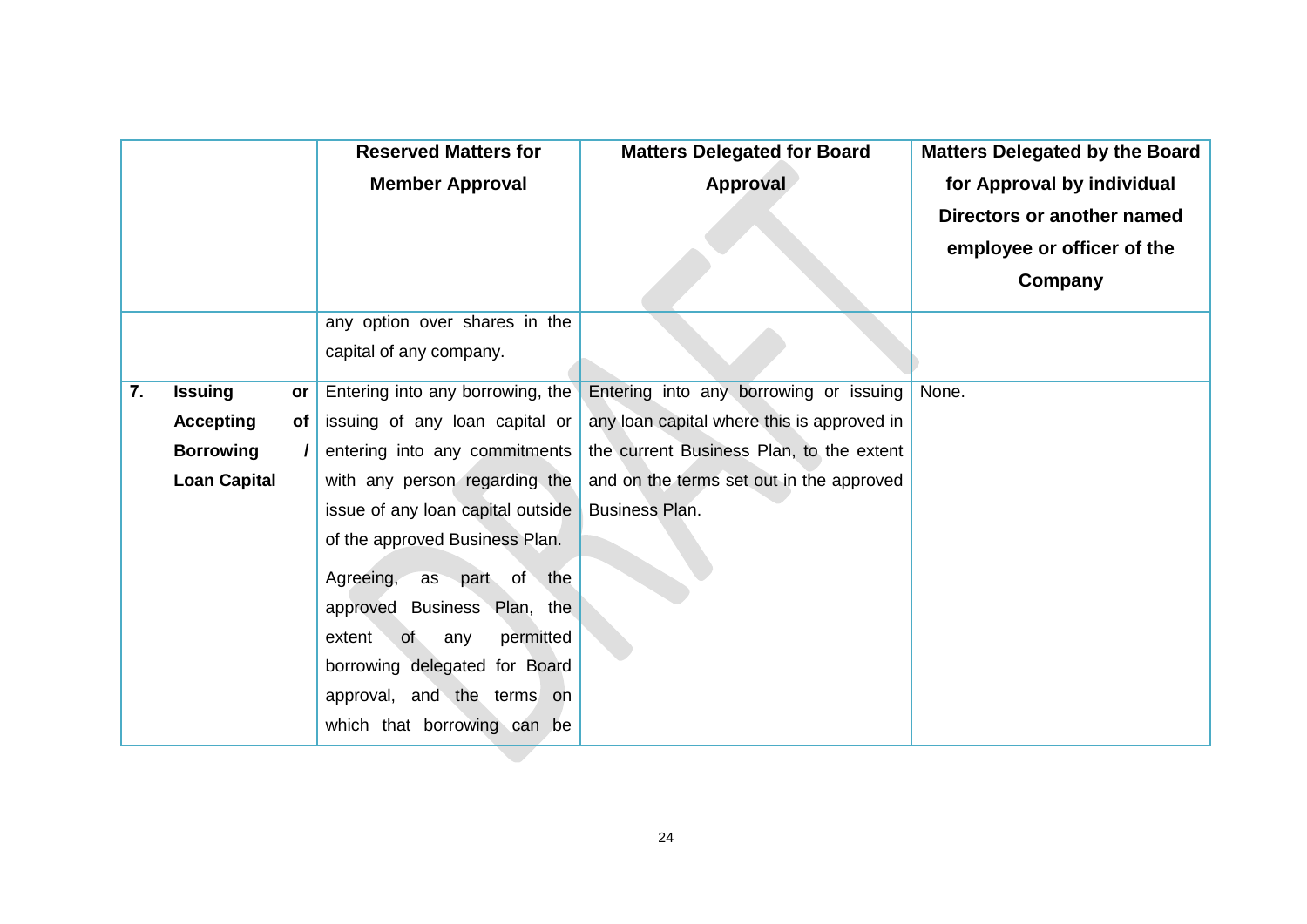| | Reserved Matters for Member Approval | Matters Delegated for Board Approval | Matters Delegated by the Board for Approval by individual Directors or another named employee or officer of the Company |
|---|---|---|---|
| | any option over shares in the capital of any company. | | |
| **7. Issuing or Accepting of Borrowing / Loan Capital** | Entering into any borrowing, the issuing of any loan capital or entering into any commitments with any person regarding the issue of any loan capital outside of the approved Business Plan.<br><br>Agreeing, as part of the approved Business Plan, the extent of any permitted borrowing delegated for Board approval, and the terms on which that borrowing can be | Entering into any borrowing or issuing any loan capital where this is approved in the current Business Plan, to the extent and on the terms set out in the approved Business Plan. | None. |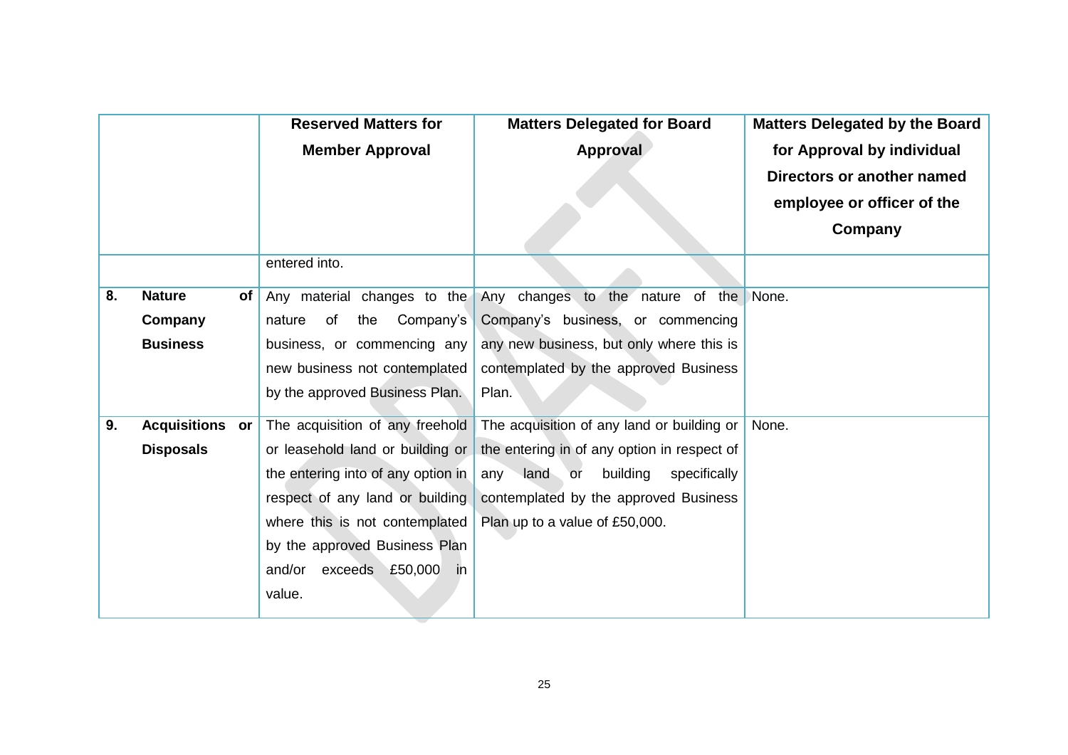| | Reserved Matters for Member Approval | Matters Delegated for Board Approval | Matters Delegated by the Board for Approval by individual Directors or another named employee or officer of the Company |
|---|---|---|---|
| | entered into. | | |
| **8. Nature of Company Business** | Any material changes to the nature of the Company's business, or commencing any new business not contemplated by the approved Business Plan. | Any changes to the nature of the Company's business, or commencing any new business, but only where this is contemplated by the approved Business Plan. | None. |
| **9. Acquisitions or Disposals** | The acquisition of any freehold or leasehold land or building or the entering into of any option in respect of any land or building where this is not contemplated by the approved Business Plan and/or exceeds £50,000 in value. | The acquisition of any land or building or the entering in of any option in respect of any land or building specifically contemplated by the approved Business Plan up to a value of £50,000. | None. |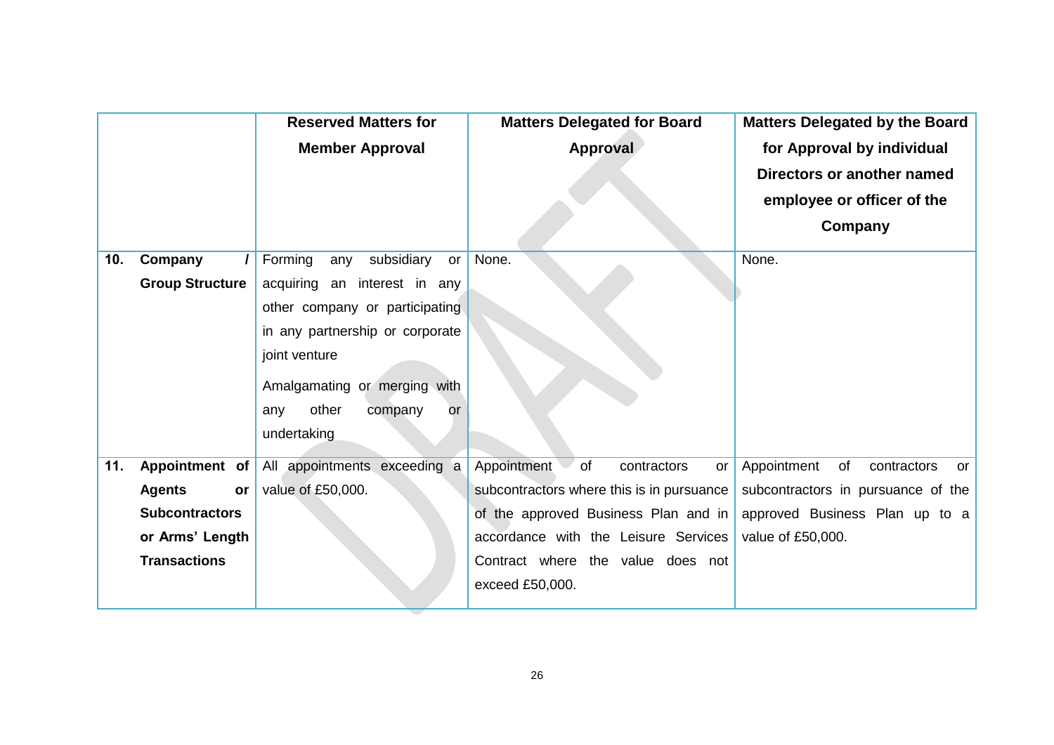| | Reserved Matters for Member Approval | Matters Delegated for Board Approval | Matters Delegated by the Board for Approval by individual Directors or another named employee or officer of the Company |
|---|---|---|---|
| **10. Company / Group Structure** | Forming any subsidiary or acquiring an interest in any other company or participating in any partnership or corporate joint venture<br><br>Amalgamating or merging with any other company or undertaking | None. | None. |
| **11. Appointment of Agents or Subcontractors or Arms' Length Transactions** | All appointments exceeding a value of £50,000. | Appointment of contractors or subcontractors where this is in pursuance of the approved Business Plan and in accordance with the Leisure Services Contract where the value does not exceed £50,000. | Appointment of contractors or subcontractors in pursuance of the approved Business Plan up to a value of £50,000. |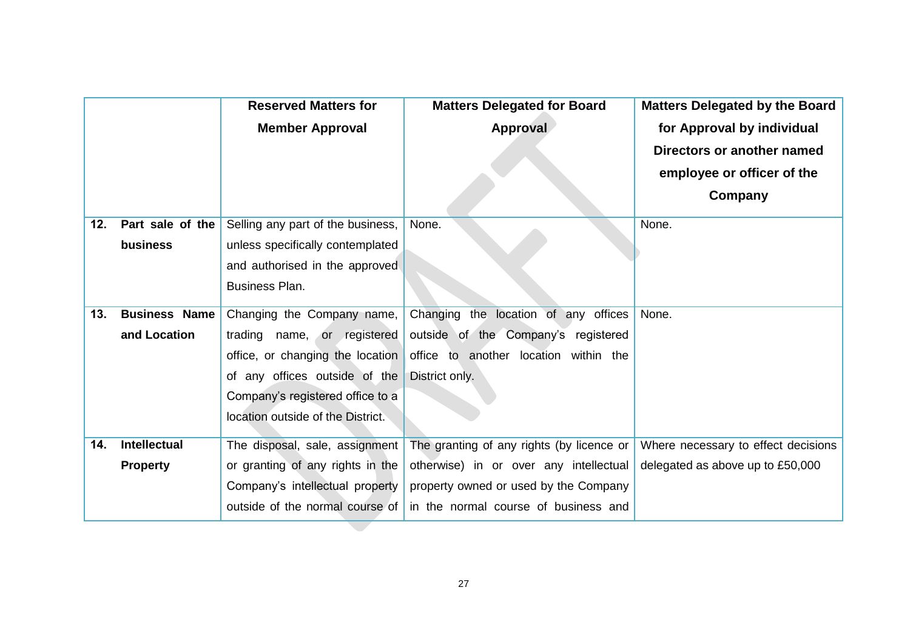| | Reserved Matters for Member Approval | Matters Delegated for Board Approval | Matters Delegated by the Board for Approval by individual Directors or another named employee or officer of the Company |
|---|---|---|---|
| **12. Part sale of the business** | Selling any part of the business, unless specifically contemplated and authorised in the approved Business Plan. | None. | None. |
| **13. Business Name and Location** | Changing the Company name, trading name, or registered office, or changing the location of any offices outside of the Company's registered office to a location outside of the District. | Changing the location of any offices outside of the Company's registered office to another location within the District only. | None. |
| **14. Intellectual Property** | The disposal, sale, assignment or granting of any rights in the Company's intellectual property outside of the normal course of | The granting of any rights (by licence or otherwise) in or over any intellectual property owned or used by the Company in the normal course of business and | Where necessary to effect decisions delegated as above up to £50,000 |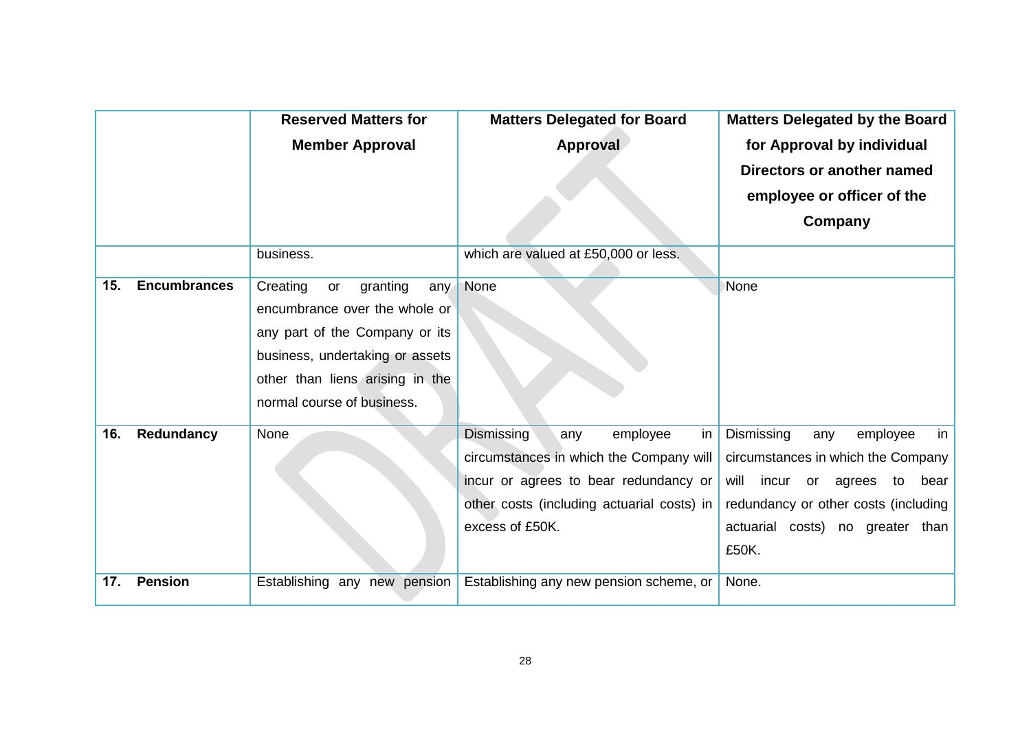| | Reserved Matters for Member Approval | Matters Delegated for Board Approval | Matters Delegated by the Board for Approval by individual Directors or another named employee or officer of the Company |
|---|---|---|---|
| | business. | which are valued at £50,000 or less. | |
| **15. Encumbrances** | Creating or granting any encumbrance over the whole or any part of the Company or its business, undertaking or assets other than liens arising in the normal course of business. | None | None |
| **16. Redundancy** | None | Dismissing any employee in circumstances in which the Company will incur or agrees to bear redundancy or other costs (including actuarial costs) in excess of £50K. | Dismissing any employee in circumstances in which the Company will incur or agrees to bear redundancy or other costs (including actuarial costs) no greater than £50K. |
| **17. Pension** | Establishing any new pension | Establishing any new pension scheme, or | None. |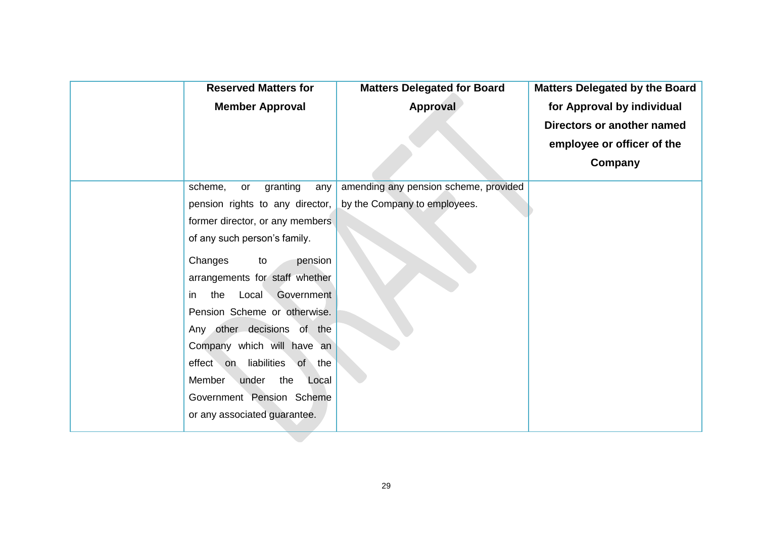| | Reserved Matters for Member Approval | Matters Delegated for Board Approval | Matters Delegated by the Board for Approval by individual Directors or another named employee or officer of the Company |
|---|---|---|---|
| | scheme, or granting any pension rights to any director, former director, or any members of any such person's family.<br><br>Changes to pension arrangements for staff whether in the Local Government Pension Scheme or otherwise. Any other decisions of the Company which will have an effect on liabilities of the Member under the Local Government Pension Scheme or any associated guarantee. | amending any pension scheme, provided by the Company to employees. | |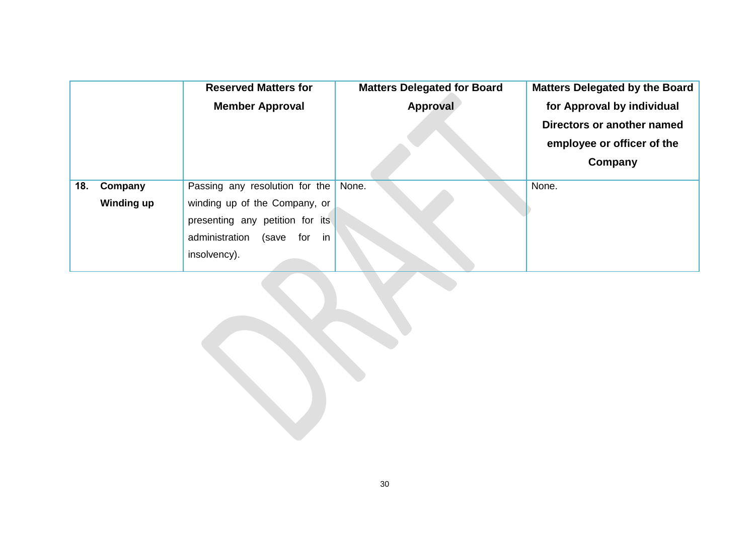| | Reserved Matters for Member Approval | Matters Delegated for Board Approval | Matters Delegated by the Board for Approval by individual Directors or another named employee or officer of the Company |
|---|---|---|---|
| **18. Company Winding up** | Passing any resolution for the winding up of the Company, or presenting any petition for its administration (save for in insolvency). | None. | None. |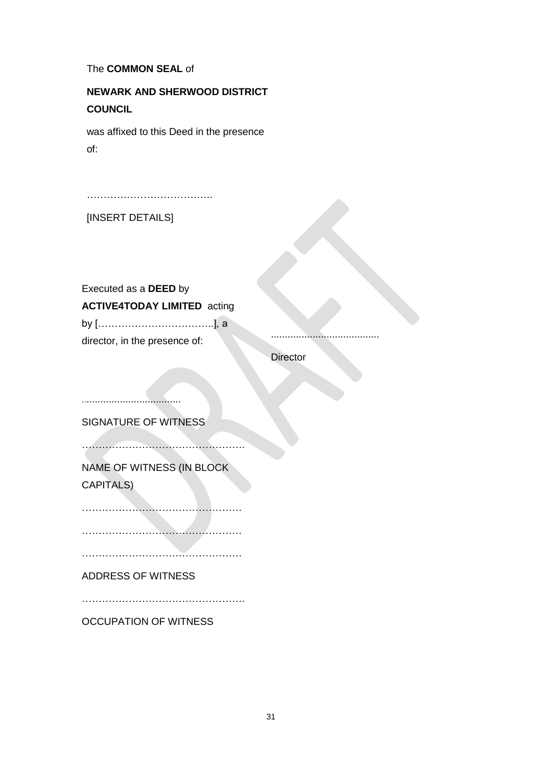The **COMMON SEAL** of

**NEWARK AND SHERWOOD DISTRICT COUNCIL**

was affixed to this Deed in the presence of:

………………………………..

[INSERT DETAILS]

Executed as a **DEED** by **ACTIVE4TODAY LIMITED** acting by [……………………………..], a director, in the presence of:

.......................................

Director

....................................

SIGNATURE OF WITNESS

………………………………………….

NAME OF WITNESS (IN BLOCK CAPITALS)

…………………………………………

…………………………………………

…………………………………………

ADDRESS OF WITNESS

………………………………………….

OCCUPATION OF WITNESS

DRAFT